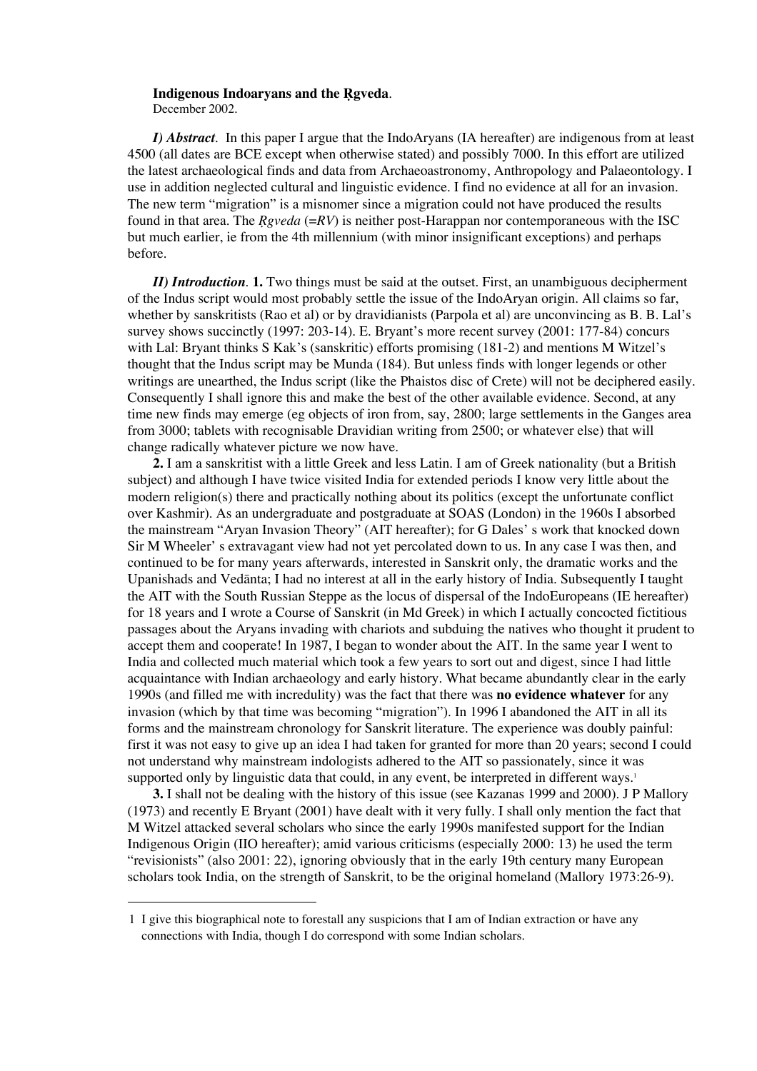**Indigenous Indoaryans and the Ṛgveda.**
December 2002.

***I) Abstract*.** In this paper I argue that the IndoAryans (IA hereafter) are indigenous from at least 4500 (all dates are BCE except when otherwise stated) and possibly 7000. In this effort are utilized the latest archaeological finds and data from Archaeoastronomy, Anthropology and Palaeontology. I use in addition neglected cultural and linguistic evidence. I find no evidence at all for an invasion. The new term "migration" is a misnomer since a migration could not have produced the results found in that area. The *Ṛgveda* (=*RV*) is neither post-Harappan nor contemporaneous with the ISC but much earlier, ie from the 4th millennium (with minor insignificant exceptions) and perhaps before.

***II) Introduction*. 1.** Two things must be said at the outset. First, an unambiguous decipherment of the Indus script would most probably settle the issue of the IndoAryan origin. All claims so far, whether by sanskritists (Rao et al) or by dravidianists (Parpola et al) are unconvincing as B. B. Lal's survey shows succinctly (1997: 203-14). E. Bryant's more recent survey (2001: 177-84) concurs with Lal: Bryant thinks S Kak's (sanskritic) efforts promising (181-2) and mentions M Witzel's thought that the Indus script may be Munda (184). But unless finds with longer legends or other writings are unearthed, the Indus script (like the Phaistos disc of Crete) will not be deciphered easily. Consequently I shall ignore this and make the best of the other available evidence. Second, at any time new finds may emerge (eg objects of iron from, say, 2800; large settlements in the Ganges area from 3000; tablets with recognisable Dravidian writing from 2500; or whatever else) that will change radically whatever picture we now have.

**2.** I am a sanskritist with a little Greek and less Latin. I am of Greek nationality (but a British subject) and although I have twice visited India for extended periods I know very little about the modern religion(s) there and practically nothing about its politics (except the unfortunate conflict over Kashmir). As an undergraduate and postgraduate at SOAS (London) in the 1960s I absorbed the mainstream "Aryan Invasion Theory" (AIT hereafter); for G Dales' s work that knocked down Sir M Wheeler' s extravagant view had not yet percolated down to us. In any case I was then, and continued to be for many years afterwards, interested in Sanskrit only, the dramatic works and the Upanishads and Vedānta; I had no interest at all in the early history of India. Subsequently I taught the AIT with the South Russian Steppe as the locus of dispersal of the IndoEuropeans (IE hereafter) for 18 years and I wrote a Course of Sanskrit (in Md Greek) in which I actually concocted fictitious passages about the Aryans invading with chariots and subduing the natives who thought it prudent to accept them and cooperate! In 1987, I began to wonder about the AIT. In the same year I went to India and collected much material which took a few years to sort out and digest, since I had little acquaintance with Indian archaeology and early history. What became abundantly clear in the early 1990s (and filled me with incredulity) was the fact that there was **no evidence whatever** for any invasion (which by that time was becoming "migration"). In 1996 I abandoned the AIT in all its forms and the mainstream chronology for Sanskrit literature. The experience was doubly painful: first it was not easy to give up an idea I had taken for granted for more than 20 years; second I could not understand why mainstream indologists adhered to the AIT so passionately, since it was supported only by linguistic data that could, in any event, be interpreted in different ways.[1]

**3.** I shall not be dealing with the history of this issue (see Kazanas 1999 and 2000). J P Mallory (1973) and recently E Bryant (2001) have dealt with it very fully. I shall only mention the fact that M Witzel attacked several scholars who since the early 1990s manifested support for the Indian Indigenous Origin (IIO hereafter); amid various criticisms (especially 2000: 13) he used the term "revisionists" (also 2001: 22), ignoring obviously that in the early 19th century many European scholars took India, on the strength of Sanskrit, to be the original homeland (Mallory 1973:26-9).

---

1 I give this biographical note to forestall any suspicions that I am of Indian extraction or have any connections with India, though I do correspond with some Indian scholars.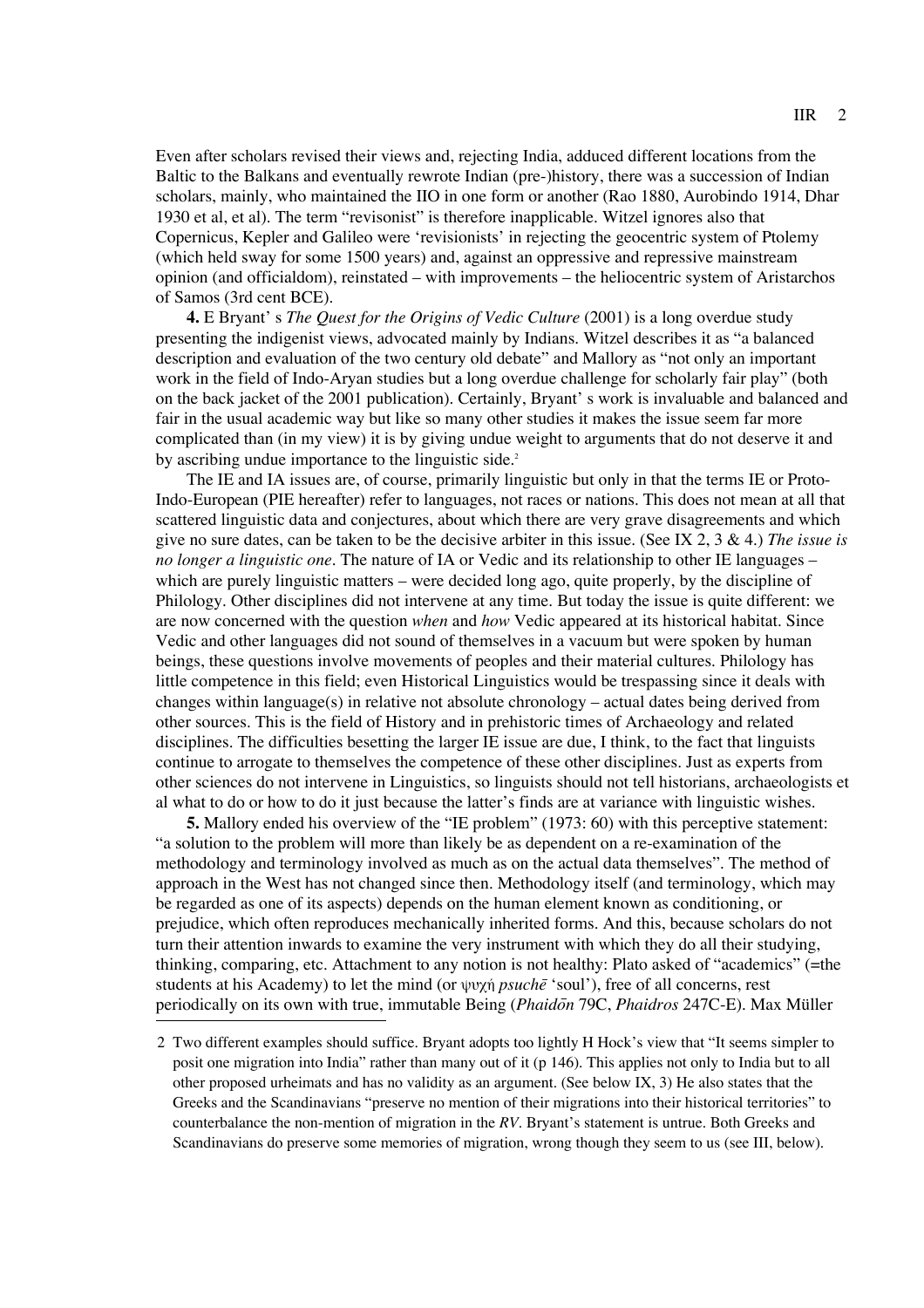Even after scholars revised their views and, rejecting India, adduced different locations from the Baltic to the Balkans and eventually rewrote Indian (pre-)history, there was a succession of Indian scholars, mainly, who maintained the IIO in one form or another (Rao 1880, Aurobindo 1914, Dhar 1930 et al, et al). The term "revisonist" is therefore inapplicable. Witzel ignores also that Copernicus, Kepler and Galileo were 'revisionists' in rejecting the geocentric system of Ptolemy (which held sway for some 1500 years) and, against an oppressive and repressive mainstream opinion (and officialdom), reinstated – with improvements – the heliocentric system of Aristarchos of Samos (3rd cent BCE).

**4.** E Bryant' s *The Quest for the Origins of Vedic Culture* (2001) is a long overdue study presenting the indigenist views, advocated mainly by Indians. Witzel describes it as "a balanced description and evaluation of the two century old debate" and Mallory as "not only an important work in the field of Indo-Aryan studies but a long overdue challenge for scholarly fair play" (both on the back jacket of the 2001 publication). Certainly, Bryant' s work is invaluable and balanced and fair in the usual academic way but like so many other studies it makes the issue seem far more complicated than (in my view) it is by giving undue weight to arguments that do not deserve it and by ascribing undue importance to the linguistic side.[2]

The IE and IA issues are, of course, primarily linguistic but only in that the terms IE or Proto-Indo-European (PIE hereafter) refer to languages, not races or nations. This does not mean at all that scattered linguistic data and conjectures, about which there are very grave disagreements and which give no sure dates, can be taken to be the decisive arbiter in this issue. (See IX 2, 3 & 4.) *The issue is no longer a linguistic one*. The nature of IA or Vedic and its relationship to other IE languages – which are purely linguistic matters – were decided long ago, quite properly, by the discipline of Philology. Other disciplines did not intervene at any time. But today the issue is quite different: we are now concerned with the question *when* and *how* Vedic appeared at its historical habitat. Since Vedic and other languages did not sound of themselves in a vacuum but were spoken by human beings, these questions involve movements of peoples and their material cultures. Philology has little competence in this field; even Historical Linguistics would be trespassing since it deals with changes within language(s) in relative not absolute chronology – actual dates being derived from other sources. This is the field of History and in prehistoric times of Archaeology and related disciplines. The difficulties besetting the larger IE issue are due, I think, to the fact that linguists continue to arrogate to themselves the competence of these other disciplines. Just as experts from other sciences do not intervene in Linguistics, so linguists should not tell historians, archaeologists et al what to do or how to do it just because the latter's finds are at variance with linguistic wishes.

**5.** Mallory ended his overview of the "IE problem" (1973: 60) with this perceptive statement: "a solution to the problem will more than likely be as dependent on a re-examination of the methodology and terminology involved as much as on the actual data themselves". The method of approach in the West has not changed since then. Methodology itself (and terminology, which may be regarded as one of its aspects) depends on the human element known as conditioning, or prejudice, which often reproduces mechanically inherited forms. And this, because scholars do not turn their attention inwards to examine the very instrument with which they do all their studying, thinking, comparing, etc. Attachment to any notion is not healthy: Plato asked of "academics" (=the students at his Academy) to let the mind (or ψυχή *psuchē* 'soul'), free of all concerns, rest periodically on its own with true, immutable Being (*Phaidōn* 79C, *Phaidros* 247C-E). Max Müller

---

2 Two different examples should suffice. Bryant adopts too lightly H Hock's view that "It seems simpler to posit one migration into India" rather than many out of it (p 146). This applies not only to India but to all other proposed urheimats and has no validity as an argument. (See below IX, 3) He also states that the Greeks and the Scandinavians "preserve no mention of their migrations into their historical territories" to counterbalance the non-mention of migration in the *RV*. Bryant's statement is untrue. Both Greeks and Scandinavians do preserve some memories of migration, wrong though they seem to us (see III, below).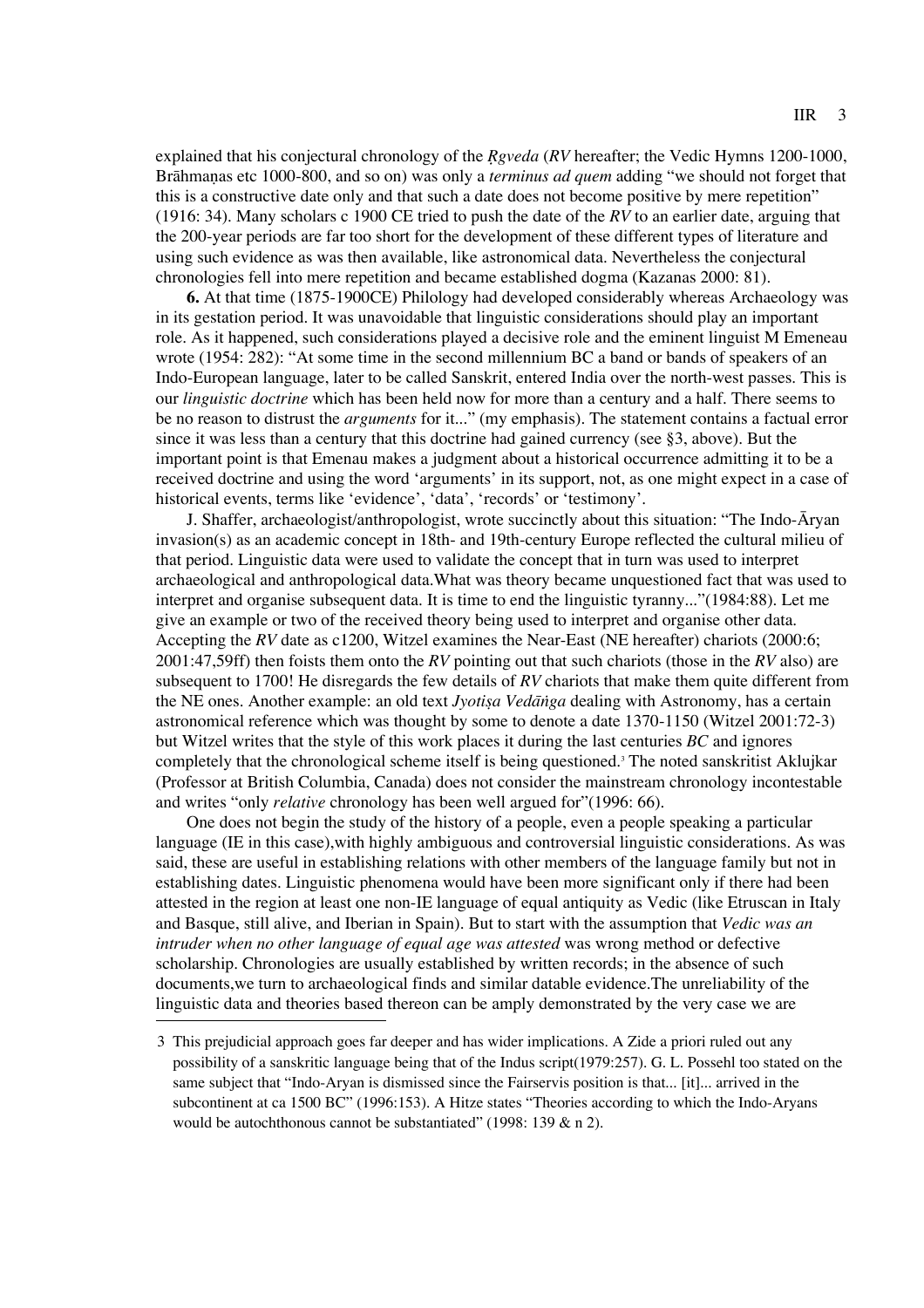explained that his conjectural chronology of the *Ṛgveda* (*RV* hereafter; the Vedic Hymns 1200-1000, Brāhmaṇas etc 1000-800, and so on) was only a *terminus ad quem* adding "we should not forget that this is a constructive date only and that such a date does not become positive by mere repetition" (1916: 34). Many scholars c 1900 CE tried to push the date of the *RV* to an earlier date, arguing that the 200-year periods are far too short for the development of these different types of literature and using such evidence as was then available, like astronomical data. Nevertheless the conjectural chronologies fell into mere repetition and became established dogma (Kazanas 2000: 81).

**6.** At that time (1875-1900CE) Philology had developed considerably whereas Archaeology was in its gestation period. It was unavoidable that linguistic considerations should play an important role. As it happened, such considerations played a decisive role and the eminent linguist M Emeneau wrote (1954: 282): "At some time in the second millennium BC a band or bands of speakers of an Indo-European language, later to be called Sanskrit, entered India over the north-west passes. This is our *linguistic doctrine* which has been held now for more than a century and a half. There seems to be no reason to distrust the *arguments* for it..." (my emphasis). The statement contains a factual error since it was less than a century that this doctrine had gained currency (see §3, above). But the important point is that Emenau makes a judgment about a historical occurrence admitting it to be a received doctrine and using the word 'arguments' in its support, not, as one might expect in a case of historical events, terms like 'evidence', 'data', 'records' or 'testimony'.

J. Shaffer, archaeologist/anthropologist, wrote succinctly about this situation: "The Indo-Āryan invasion(s) as an academic concept in 18th- and 19th-century Europe reflected the cultural milieu of that period. Linguistic data were used to validate the concept that in turn was used to interpret archaeological and anthropological data.What was theory became unquestioned fact that was used to interpret and organise subsequent data. It is time to end the linguistic tyranny..."(1984:88). Let me give an example or two of the received theory being used to interpret and organise other data. Accepting the *RV* date as c1200, Witzel examines the Near-East (NE hereafter) chariots (2000:6; 2001:47,59ff) then foists them onto the *RV* pointing out that such chariots (those in the *RV* also) are subsequent to 1700! He disregards the few details of *RV* chariots that make them quite different from the NE ones. Another example: an old text *Jyotiṣa Vedāṅga* dealing with Astronomy, has a certain astronomical reference which was thought by some to denote a date 1370-1150 (Witzel 2001:72-3) but Witzel writes that the style of this work places it during the last centuries *BC* and ignores completely that the chronological scheme itself is being questioned.[3] The noted sanskritist Aklujkar (Professor at British Columbia, Canada) does not consider the mainstream chronology incontestable and writes "only *relative* chronology has been well argued for"(1996: 66).

One does not begin the study of the history of a people, even a people speaking a particular language (IE in this case),with highly ambiguous and controversial linguistic considerations. As was said, these are useful in establishing relations with other members of the language family but not in establishing dates. Linguistic phenomena would have been more significant only if there had been attested in the region at least one non-IE language of equal antiquity as Vedic (like Etruscan in Italy and Basque, still alive, and Iberian in Spain). But to start with the assumption that *Vedic was an intruder when no other language of equal age was attested* was wrong method or defective scholarship. Chronologies are usually established by written records; in the absence of such documents,we turn to archaeological finds and similar datable evidence.The unreliability of the linguistic data and theories based thereon can be amply demonstrated by the very case we are

---

3 This prejudicial approach goes far deeper and has wider implications. A Zide a priori ruled out any possibility of a sanskritic language being that of the Indus script(1979:257). G. L. Possehl too stated on the same subject that "Indo-Aryan is dismissed since the Fairservis position is that... [it]... arrived in the subcontinent at ca 1500 BC" (1996:153). A Hitze states "Theories according to which the Indo-Aryans would be autochthonous cannot be substantiated" (1998: 139 & n 2).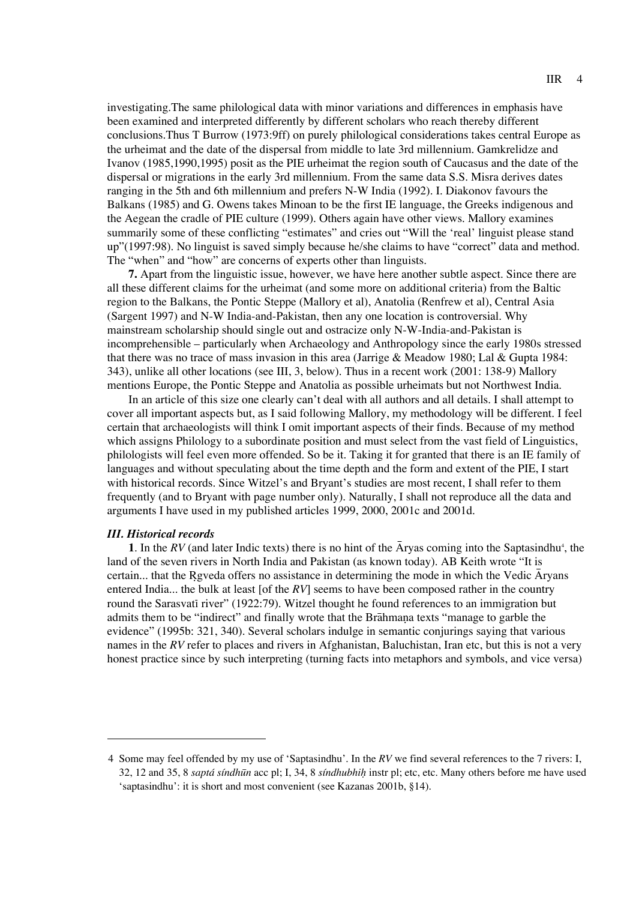investigating.The same philological data with minor variations and differences in emphasis have been examined and interpreted differently by different scholars who reach thereby different conclusions.Thus T Burrow (1973:9ff) on purely philological considerations takes central Europe as the urheimat and the date of the dispersal from middle to late 3rd millennium. Gamkrelidze and Ivanov (1985,1990,1995) posit as the PIE urheimat the region south of Caucasus and the date of the dispersal or migrations in the early 3rd millennium. From the same data S.S. Misra derives dates ranging in the 5th and 6th millennium and prefers N-W India (1992). I. Diakonov favours the Balkans (1985) and G. Owens takes Minoan to be the first IE language, the Greeks indigenous and the Aegean the cradle of PIE culture (1999). Others again have other views. Mallory examines summarily some of these conflicting "estimates" and cries out "Will the 'real' linguist please stand up"(1997:98). No linguist is saved simply because he/she claims to have "correct" data and method. The "when" and "how" are concerns of experts other than linguists.

**7.** Apart from the linguistic issue, however, we have here another subtle aspect. Since there are all these different claims for the urheimat (and some more on additional criteria) from the Baltic region to the Balkans, the Pontic Steppe (Mallory et al), Anatolia (Renfrew et al), Central Asia (Sargent 1997) and N-W India-and-Pakistan, then any one location is controversial. Why mainstream scholarship should single out and ostracize only N-W-India-and-Pakistan is incomprehensible – particularly when Archaeology and Anthropology since the early 1980s stressed that there was no trace of mass invasion in this area (Jarrige & Meadow 1980; Lal & Gupta 1984: 343), unlike all other locations (see III, 3, below). Thus in a recent work (2001: 138-9) Mallory mentions Europe, the Pontic Steppe and Anatolia as possible urheimats but not Northwest India.

In an article of this size one clearly can't deal with all authors and all details. I shall attempt to cover all important aspects but, as I said following Mallory, my methodology will be different. I feel certain that archaeologists will think I omit important aspects of their finds. Because of my method which assigns Philology to a subordinate position and must select from the vast field of Linguistics, philologists will feel even more offended. So be it. Taking it for granted that there is an IE family of languages and without speculating about the time depth and the form and extent of the PIE, I start with historical records. Since Witzel's and Bryant's studies are most recent, I shall refer to them frequently (and to Bryant with page number only). Naturally, I shall not reproduce all the data and arguments I have used in my published articles 1999, 2000, 2001c and 2001d.

### *III. Historical records*

**1**. In the *RV* (and later Indic texts) there is no hint of the Āryas coming into the Saptasindhu[4], the land of the seven rivers in North India and Pakistan (as known today). AB Keith wrote "It is certain... that the Ṛgveda offers no assistance in determining the mode in which the Vedic Āryans entered India... the bulk at least [of the *RV*] seems to have been composed rather in the country round the Sarasvatī river" (1922:79). Witzel thought he found references to an immigration but admits them to be "indirect" and finally wrote that the Brāhmaṇa texts "manage to garble the evidence" (1995b: 321, 340). Several scholars indulge in semantic conjurings saying that various names in the *RV* refer to places and rivers in Afghanistan, Baluchistan, Iran etc, but this is not a very honest practice since by such interpreting (turning facts into metaphors and symbols, and vice versa)

---

4 Some may feel offended by my use of 'Saptasindhu'. In the *RV* we find several references to the 7 rivers: I, 32, 12 and 35, 8 *saptá síndhūn* acc pl; I, 34, 8 *síndhubhiḥ* instr pl; etc, etc. Many others before me have used 'saptasindhu': it is short and most convenient (see Kazanas 2001b, §14).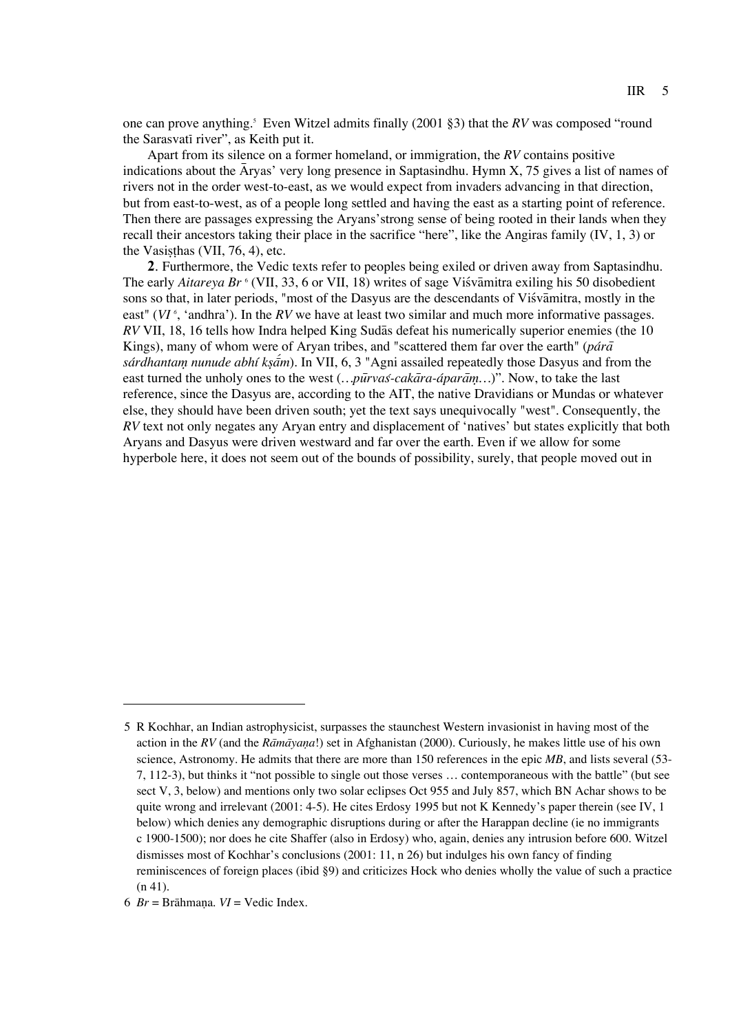one can prove anything.[5] Even Witzel admits finally (2001 §3) that the *RV* was composed "round the Sarasvatī river", as Keith put it.

Apart from its silence on a former homeland, or immigration, the *RV* contains positive indications about the Āryas' very long presence in Saptasindhu. Hymn X, 75 gives a list of names of rivers not in the order west-to-east, as we would expect from invaders advancing in that direction, but from east-to-west, as of a people long settled and having the east as a starting point of reference. Then there are passages expressing the Aryans'strong sense of being rooted in their lands when they recall their ancestors taking their place in the sacrifice "here", like the Angiras family (IV, 1, 3) or the Vasiṣṭhas (VII, 76, 4), etc.

**2**. Furthermore, the Vedic texts refer to peoples being exiled or driven away from Saptasindhu. The early *Aitareya Br* [6] (VII, 33, 6 or VII, 18) writes of sage Viśvāmitra exiling his 50 disobedient sons so that, in later periods, "most of the Dasyus are the descendants of Viśvāmitra, mostly in the east" (*VI* [6], 'andhra'). In the *RV* we have at least two similar and much more informative passages. *RV* VII, 18, 16 tells how Indra helped King Sudās defeat his numerically superior enemies (the 10 Kings), many of whom were of Aryan tribes, and "scattered them far over the earth" (*párā sárdhantaṃ nunude abhí kṣā́m*). In VII, 6, 3 "Agni assailed repeatedly those Dasyus and from the east turned the unholy ones to the west (*…pūrvaś-cakāra-áparāṃ…*)". Now, to take the last reference, since the Dasyus are, according to the AIT, the native Dravidians or Mundas or whatever else, they should have been driven south; yet the text says unequivocally "west". Consequently, the *RV* text not only negates any Aryan entry and displacement of 'natives' but states explicitly that both Aryans and Dasyus were driven westward and far over the earth. Even if we allow for some hyperbole here, it does not seem out of the bounds of possibility, surely, that people moved out in

---

5 R Kochhar, an Indian astrophysicist, surpasses the staunchest Western invasionist in having most of the action in the *RV* (and the *Rāmāyaṇa*!) set in Afghanistan (2000). Curiously, he makes little use of his own science, Astronomy. He admits that there are more than 150 references in the epic *MB*, and lists several (53-7, 112-3), but thinks it "not possible to single out those verses … contemporaneous with the battle" (but see sect V, 3, below) and mentions only two solar eclipses Oct 955 and July 857, which BN Achar shows to be quite wrong and irrelevant (2001: 4-5). He cites Erdosy 1995 but not K Kennedy's paper therein (see IV, 1 below) which denies any demographic disruptions during or after the Harappan decline (ie no immigrants c 1900-1500); nor does he cite Shaffer (also in Erdosy) who, again, denies any intrusion before 600. Witzel dismisses most of Kochhar's conclusions (2001: 11, n 26) but indulges his own fancy of finding reminiscences of foreign places (ibid §9) and criticizes Hock who denies wholly the value of such a practice (n 41).

6 *Br* = Brāhmaṇa. *VI* = Vedic Index.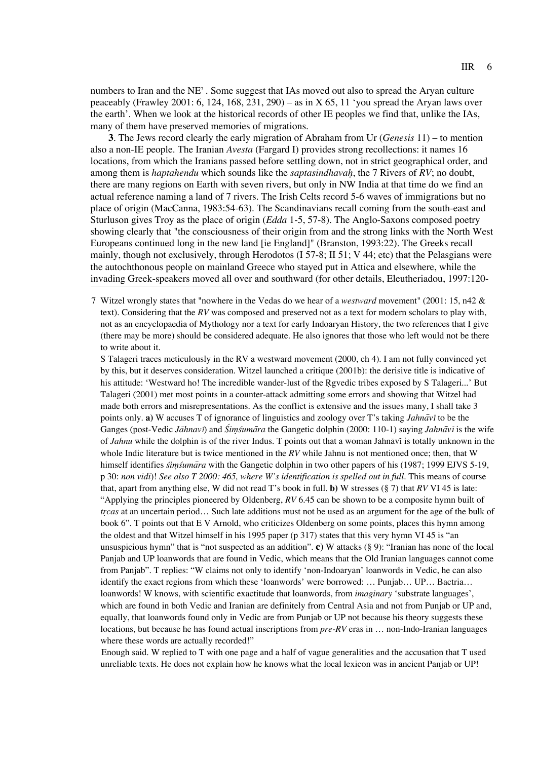numbers to Iran and the NE[7]. Some suggest that IAs moved out also to spread the Aryan culture peaceably (Frawley 2001: 6, 124, 168, 231, 290) – as in X 65, 11 'you spread the Aryan laws over the earth'. When we look at the historical records of other IE peoples we find that, unlike the IAs, many of them have preserved memories of migrations.

**3**. The Jews record clearly the early migration of Abraham from Ur (*Genesis* 11) – to mention also a non-IE people. The Iranian *Avesta* (Fargard I) provides strong recollections: it names 16 locations, from which the Iranians passed before settling down, not in strict geographical order, and among them is *haptahendu* which sounds like the *saptasindhavaḥ*, the 7 Rivers of *RV*; no doubt, there are many regions on Earth with seven rivers, but only in NW India at that time do we find an actual reference naming a land of 7 rivers. The Irish Celts record 5-6 waves of immigrations but no place of origin (MacCanna, 1983:54-63). The Scandinavians recall coming from the south-east and Sturluson gives Troy as the place of origin (*Edda* 1-5, 57-8). The Anglo-Saxons composed poetry showing clearly that "the consciousness of their origin from and the strong links with the North West Europeans continued long in the new land [ie England]" (Branston, 1993:22). The Greeks recall mainly, though not exclusively, through Herodotos (I 57-8; II 51; V 44; etc) that the Pelasgians were the autochthonous people on mainland Greece who stayed put in Attica and elsewhere, while the invading Greek-speakers moved all over and southward (for other details, Eleutheriadou, 1997:120-

7 Witzel wrongly states that "nowhere in the Vedas do we hear of a *westward* movement" (2001: 15, n42 & text). Considering that the *RV* was composed and preserved not as a text for modern scholars to play with, not as an encyclopaedia of Mythology nor a text for early Indoaryan History, the two references that I give (there may be more) should be considered adequate. He also ignores that those who left would not be there to write about it.

S Talageri traces meticulously in the RV a westward movement (2000, ch 4). I am not fully convinced yet by this, but it deserves consideration. Witzel launched a critique (2001b): the derisive title is indicative of his attitude: 'Westward ho! The incredible wander-lust of the Ṛgvedic tribes exposed by S Talageri...' But Talageri (2001) met most points in a counter-attack admitting some errors and showing that Witzel had made both errors and misrepresentations. As the conflict is extensive and the issues many, I shall take 3 points only. **a)** W accuses T of ignorance of linguistics and zoology over T's taking *Jahnāvī* to be the Ganges (post-Vedic *Jāhnavī*) and *Śiṃśumāra* the Gangetic dolphin (2000: 110-1) saying *Jahnāvī* is the wife of *Jahnu* while the dolphin is of the river Indus. T points out that a woman Jahnāvī is totally unknown in the whole Indic literature but is twice mentioned in the *RV* while Jahnu is not mentioned once; then, that W himself identifies *śiṃśumāra* with the Gangetic dolphin in two other papers of his (1987; 1999 EJVS 5-19, p 30: *non vidi*)! *See also T 2000: 465, where W's identification is spelled out in full*. This means of course that, apart from anything else, W did not read T's book in full. **b)** W stresses (§ 7) that *RV* VI 45 is late: "Applying the principles pioneered by Oldenberg, *RV* 6.45 can be shown to be a composite hymn built of *tṛcas* at an uncertain period… Such late additions must not be used as an argument for the age of the bulk of book 6". T points out that E V Arnold, who criticizes Oldenberg on some points, places this hymn among the oldest and that Witzel himself in his 1995 paper (p 317) states that this very hymn VI 45 is "an unsuspicious hymn" that is "not suspected as an addition". **c)** W attacks (§ 9): "Iranian has none of the local Panjab and UP loanwords that are found in Vedic, which means that the Old Iranian languages cannot come from Panjab". T replies: "W claims not only to identify 'non-Indoaryan' loanwords in Vedic, he can also identify the exact regions from which these 'loanwords' were borrowed: … Punjab… UP… Bactria… loanwords! W knows, with scientific exactitude that loanwords, from *imaginary* 'substrate languages', which are found in both Vedic and Iranian are definitely from Central Asia and not from Punjab or UP and, equally, that loanwords found only in Vedic are from Punjab or UP not because his theory suggests these locations, but because he has found actual inscriptions from *pre-RV* eras in … non-Indo-Iranian languages where these words are actually recorded!"

Enough said. W replied to T with one page and a half of vague generalities and the accusation that T used unreliable texts. He does not explain how he knows what the local lexicon was in ancient Panjab or UP!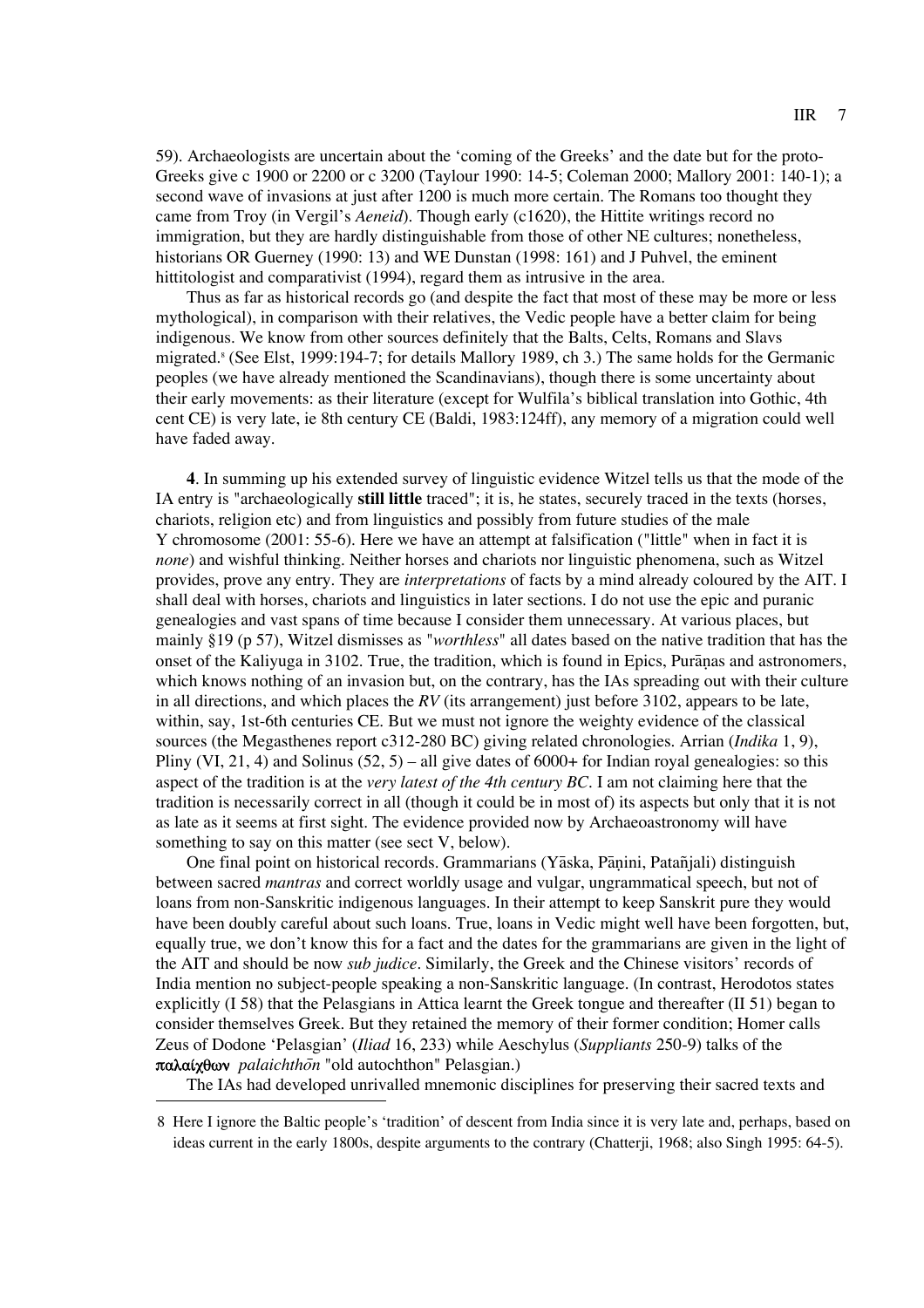59). Archaeologists are uncertain about the 'coming of the Greeks' and the date but for the proto-Greeks give c 1900 or 2200 or c 3200 (Taylour 1990: 14-5; Coleman 2000; Mallory 2001: 140-1); a second wave of invasions at just after 1200 is much more certain. The Romans too thought they came from Troy (in Vergil's *Aeneid*). Though early (c1620), the Hittite writings record no immigration, but they are hardly distinguishable from those of other NE cultures; nonetheless, historians OR Guerney (1990: 13) and WE Dunstan (1998: 161) and J Puhvel, the eminent hittitologist and comparativist (1994), regard them as intrusive in the area.

Thus as far as historical records go (and despite the fact that most of these may be more or less mythological), in comparison with their relatives, the Vedic people have a better claim for being indigenous. We know from other sources definitely that the Balts, Celts, Romans and Slavs migrated.[8] (See Elst, 1999:194-7; for details Mallory 1989, ch 3.) The same holds for the Germanic peoples (we have already mentioned the Scandinavians), though there is some uncertainty about their early movements: as their literature (except for Wulfila's biblical translation into Gothic, 4th cent CE) is very late, ie 8th century CE (Baldi, 1983:124ff), any memory of a migration could well have faded away.

**4**. In summing up his extended survey of linguistic evidence Witzel tells us that the mode of the IA entry is "archaeologically **still little** traced"; it is, he states, securely traced in the texts (horses, chariots, religion etc) and from linguistics and possibly from future studies of the male Y chromosome (2001: 55-6). Here we have an attempt at falsification ("little" when in fact it is *none*) and wishful thinking. Neither horses and chariots nor linguistic phenomena, such as Witzel provides, prove any entry. They are *interpretations* of facts by a mind already coloured by the AIT. I shall deal with horses, chariots and linguistics in later sections. I do not use the epic and puranic genealogies and vast spans of time because I consider them unnecessary. At various places, but mainly §19 (p 57), Witzel dismisses as "*worthless*" all dates based on the native tradition that has the onset of the Kaliyuga in 3102. True, the tradition, which is found in Epics, Purāṇas and astronomers, which knows nothing of an invasion but, on the contrary, has the IAs spreading out with their culture in all directions, and which places the *RV* (its arrangement) just before 3102, appears to be late, within, say, 1st-6th centuries CE. But we must not ignore the weighty evidence of the classical sources (the Megasthenes report c312-280 BC) giving related chronologies. Arrian (*Indika* 1, 9), Pliny (VI, 21, 4) and Solinus (52, 5) – all give dates of 6000+ for Indian royal genealogies: so this aspect of the tradition is at the *very latest of the 4th century BC*. I am not claiming here that the tradition is necessarily correct in all (though it could be in most of) its aspects but only that it is not as late as it seems at first sight. The evidence provided now by Archaeoastronomy will have something to say on this matter (see sect V, below).

One final point on historical records. Grammarians (Yāska, Pāṇini, Patañjali) distinguish between sacred *mantras* and correct worldly usage and vulgar, ungrammatical speech, but not of loans from non-Sanskritic indigenous languages. In their attempt to keep Sanskrit pure they would have been doubly careful about such loans. True, loans in Vedic might well have been forgotten, but, equally true, we don't know this for a fact and the dates for the grammarians are given in the light of the AIT and should be now *sub judice*. Similarly, the Greek and the Chinese visitors' records of India mention no subject-people speaking a non-Sanskritic language. (In contrast, Herodotos states explicitly (I 58) that the Pelasgians in Attica learnt the Greek tongue and thereafter (II 51) began to consider themselves Greek. But they retained the memory of their former condition; Homer calls Zeus of Dodone 'Pelasgian' (*Iliad* 16, 233) while Aeschylus (*Suppliants* 250-9) talks of the **παλαίχθων** *palaichthōn* "old autochthon" Pelasgian.)

The IAs had developed unrivalled mnemonic disciplines for preserving their sacred texts and

---

8 Here I ignore the Baltic people's 'tradition' of descent from India since it is very late and, perhaps, based on ideas current in the early 1800s, despite arguments to the contrary (Chatterji, 1968; also Singh 1995: 64-5).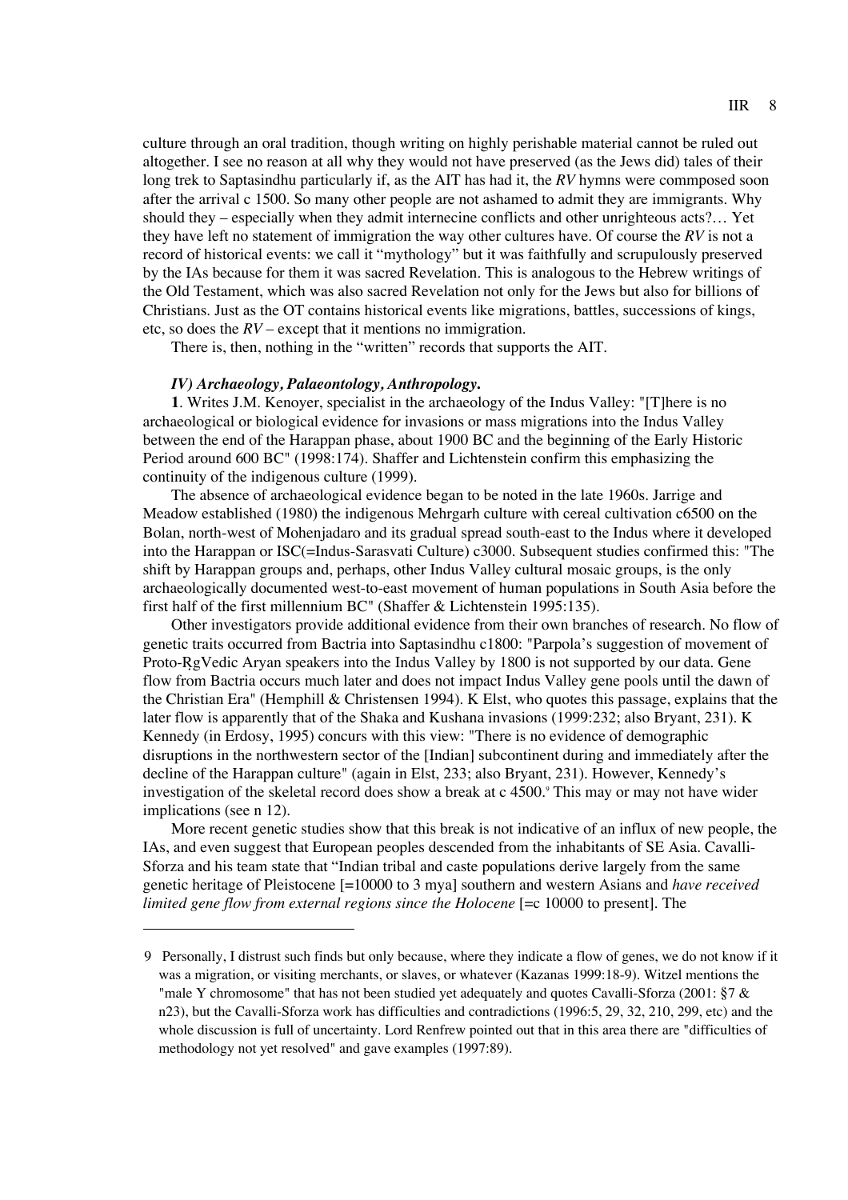culture through an oral tradition, though writing on highly perishable material cannot be ruled out altogether. I see no reason at all why they would not have preserved (as the Jews did) tales of their long trek to Saptasindhu particularly if, as the AIT has had it, the *RV* hymns were commposed soon after the arrival c 1500. So many other people are not ashamed to admit they are immigrants. Why should they – especially when they admit internecine conflicts and other unrighteous acts?… Yet they have left no statement of immigration the way other cultures have. Of course the *RV* is not a record of historical events: we call it "mythology" but it was faithfully and scrupulously preserved by the IAs because for them it was sacred Revelation. This is analogous to the Hebrew writings of the Old Testament, which was also sacred Revelation not only for the Jews but also for billions of Christians. Just as the OT contains historical events like migrations, battles, successions of kings, etc, so does the *RV* – except that it mentions no immigration.

There is, then, nothing in the "written" records that supports the AIT.

***IV) Archaeology, Palaeontology, Anthropology.***

**1**. Writes J.M. Kenoyer, specialist in the archaeology of the Indus Valley: "[T]here is no archaeological or biological evidence for invasions or mass migrations into the Indus Valley between the end of the Harappan phase, about 1900 BC and the beginning of the Early Historic Period around 600 BC" (1998:174). Shaffer and Lichtenstein confirm this emphasizing the continuity of the indigenous culture (1999).

The absence of archaeological evidence began to be noted in the late 1960s. Jarrige and Meadow established (1980) the indigenous Mehrgarh culture with cereal cultivation c6500 on the Bolan, north-west of Mohenjadaro and its gradual spread south-east to the Indus where it developed into the Harappan or ISC(=Indus-Sarasvati Culture) c3000. Subsequent studies confirmed this: "The shift by Harappan groups and, perhaps, other Indus Valley cultural mosaic groups, is the only archaeologically documented west-to-east movement of human populations in South Asia before the first half of the first millennium BC" (Shaffer & Lichtenstein 1995:135).

Other investigators provide additional evidence from their own branches of research. No flow of genetic traits occurred from Bactria into Saptasindhu c1800: "Parpola's suggestion of movement of Proto-ṚgVedic Aryan speakers into the Indus Valley by 1800 is not supported by our data. Gene flow from Bactria occurs much later and does not impact Indus Valley gene pools until the dawn of the Christian Era" (Hemphill & Christensen 1994). K Elst, who quotes this passage, explains that the later flow is apparently that of the Shaka and Kushana invasions (1999:232; also Bryant, 231). K Kennedy (in Erdosy, 1995) concurs with this view: "There is no evidence of demographic disruptions in the northwestern sector of the [Indian] subcontinent during and immediately after the decline of the Harappan culture" (again in Elst, 233; also Bryant, 231). However, Kennedy's investigation of the skeletal record does show a break at c 4500.[9] This may or may not have wider implications (see n 12).

More recent genetic studies show that this break is not indicative of an influx of new people, the IAs, and even suggest that European peoples descended from the inhabitants of SE Asia. Cavalli-Sforza and his team state that "Indian tribal and caste populations derive largely from the same genetic heritage of Pleistocene [=10000 to 3 mya] southern and western Asians and *have received limited gene flow from external regions since the Holocene* [=c 10000 to present]. The

---

9 Personally, I distrust such finds but only because, where they indicate a flow of genes, we do not know if it was a migration, or visiting merchants, or slaves, or whatever (Kazanas 1999:18-9). Witzel mentions the "male Y chromosome" that has not been studied yet adequately and quotes Cavalli-Sforza (2001: §7 & n23), but the Cavalli-Sforza work has difficulties and contradictions (1996:5, 29, 32, 210, 299, etc) and the whole discussion is full of uncertainty. Lord Renfrew pointed out that in this area there are "difficulties of methodology not yet resolved" and gave examples (1997:89).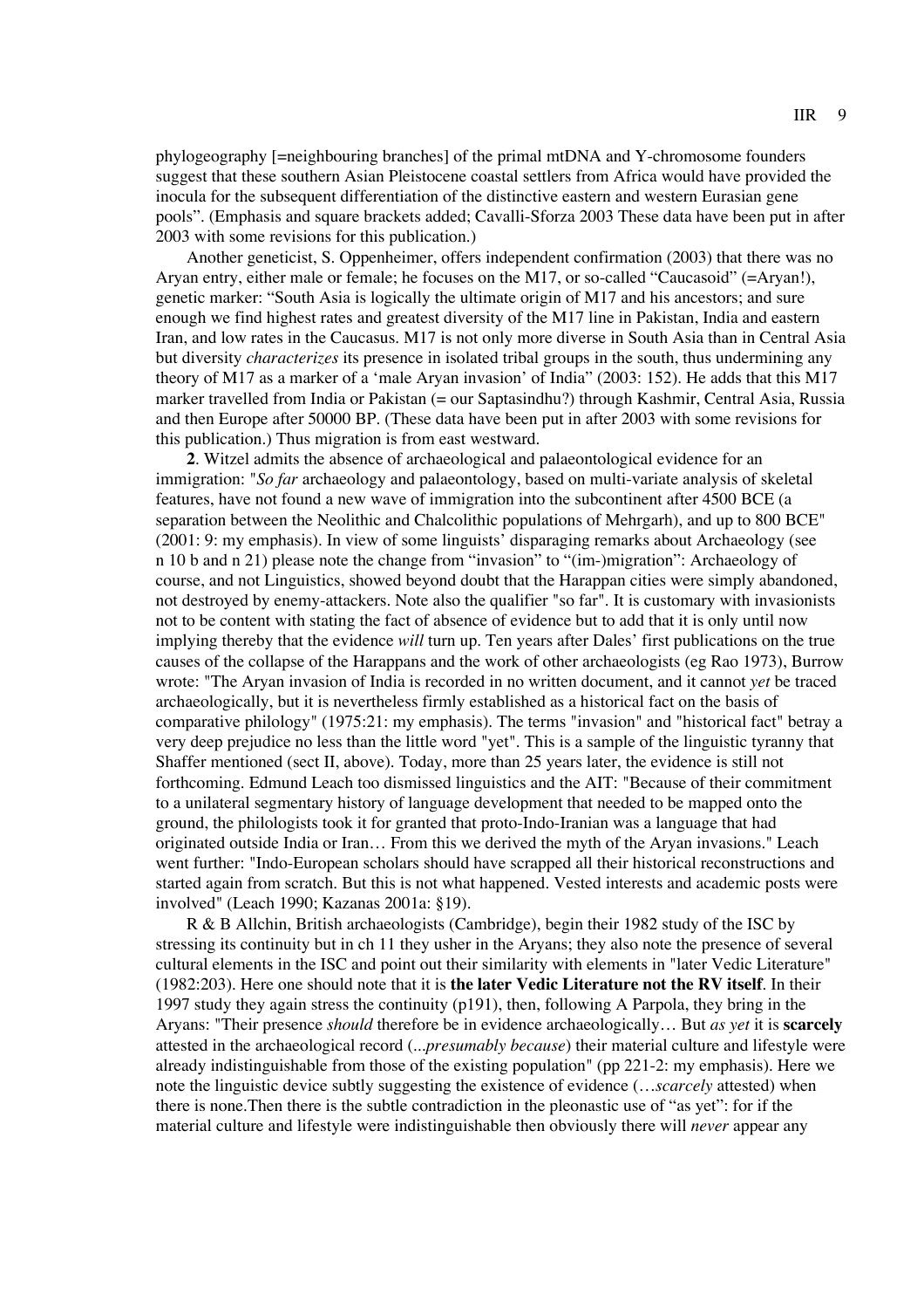phylogeography [=neighbouring branches] of the primal mtDNA and Y-chromosome founders suggest that these southern Asian Pleistocene coastal settlers from Africa would have provided the inocula for the subsequent differentiation of the distinctive eastern and western Eurasian gene pools". (Emphasis and square brackets added; Cavalli-Sforza 2003 These data have been put in after 2003 with some revisions for this publication.)

Another geneticist, S. Oppenheimer, offers independent confirmation (2003) that there was no Aryan entry, either male or female; he focuses on the M17, or so-called "Caucasoid" (=Aryan!), genetic marker: "South Asia is logically the ultimate origin of M17 and his ancestors; and sure enough we find highest rates and greatest diversity of the M17 line in Pakistan, India and eastern Iran, and low rates in the Caucasus. M17 is not only more diverse in South Asia than in Central Asia but diversity *characterizes* its presence in isolated tribal groups in the south, thus undermining any theory of M17 as a marker of a 'male Aryan invasion' of India" (2003: 152). He adds that this M17 marker travelled from India or Pakistan (= our Saptasindhu?) through Kashmir, Central Asia, Russia and then Europe after 50000 BP. (These data have been put in after 2003 with some revisions for this publication.) Thus migration is from east westward.

**2**. Witzel admits the absence of archaeological and palaeontological evidence for an immigration: "*So far* archaeology and palaeontology, based on multi-variate analysis of skeletal features, have not found a new wave of immigration into the subcontinent after 4500 BCE (a separation between the Neolithic and Chalcolithic populations of Mehrgarh), and up to 800 BCE" (2001: 9: my emphasis). In view of some linguists' disparaging remarks about Archaeology (see n 10 b and n 21) please note the change from "invasion" to "(im-)migration": Archaeology of course, and not Linguistics, showed beyond doubt that the Harappan cities were simply abandoned, not destroyed by enemy-attackers. Note also the qualifier "so far". It is customary with invasionists not to be content with stating the fact of absence of evidence but to add that it is only until now implying thereby that the evidence *will* turn up. Ten years after Dales' first publications on the true causes of the collapse of the Harappans and the work of other archaeologists (eg Rao 1973), Burrow wrote: "The Aryan invasion of India is recorded in no written document, and it cannot *yet* be traced archaeologically, but it is nevertheless firmly established as a historical fact on the basis of comparative philology" (1975:21: my emphasis). The terms "invasion" and "historical fact" betray a very deep prejudice no less than the little word "yet". This is a sample of the linguistic tyranny that Shaffer mentioned (sect II, above). Today, more than 25 years later, the evidence is still not forthcoming. Edmund Leach too dismissed linguistics and the AIT: "Because of their commitment to a unilateral segmentary history of language development that needed to be mapped onto the ground, the philologists took it for granted that proto-Indo-Iranian was a language that had originated outside India or Iran… From this we derived the myth of the Aryan invasions." Leach went further: "Indo-European scholars should have scrapped all their historical reconstructions and started again from scratch. But this is not what happened. Vested interests and academic posts were involved" (Leach 1990; Kazanas 2001a: §19).

R & B Allchin, British archaeologists (Cambridge), begin their 1982 study of the ISC by stressing its continuity but in ch 11 they usher in the Aryans; they also note the presence of several cultural elements in the ISC and point out their similarity with elements in "later Vedic Literature" (1982:203). Here one should note that it is **the later Vedic Literature not the RV itself**. In their 1997 study they again stress the continuity (p191), then, following A Parpola, they bring in the Aryans: "Their presence *should* therefore be in evidence archaeologically… But *as yet* it is **scarcely** attested in the archaeological record (*...presumably because*) their material culture and lifestyle were already indistinguishable from those of the existing population" (pp 221-2: my emphasis). Here we note the linguistic device subtly suggesting the existence of evidence (…*scarcely* attested) when there is none.Then there is the subtle contradiction in the pleonastic use of "as yet": for if the material culture and lifestyle were indistinguishable then obviously there will *never* appear any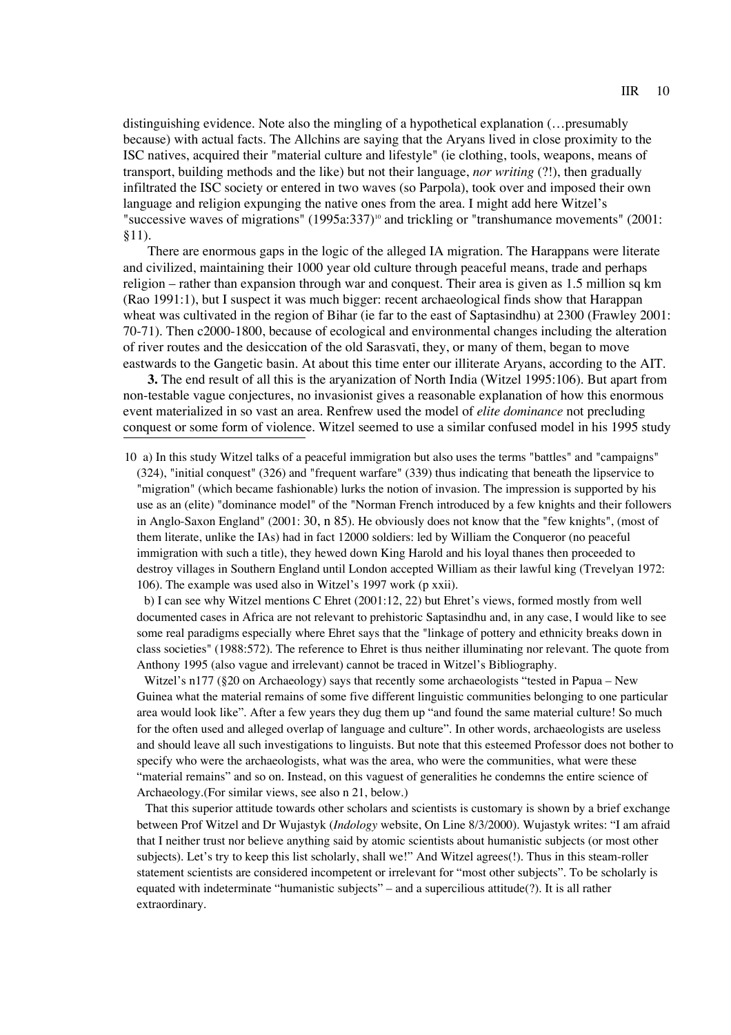distinguishing evidence. Note also the mingling of a hypothetical explanation (…presumably because) with actual facts. The Allchins are saying that the Aryans lived in close proximity to the ISC natives, acquired their "material culture and lifestyle" (ie clothing, tools, weapons, means of transport, building methods and the like) but not their language, *nor writing* (?!), then gradually infiltrated the ISC society or entered in two waves (so Parpola), took over and imposed their own language and religion expunging the native ones from the area. I might add here Witzel's "successive waves of migrations" (1995a:337)[10] and trickling or "transhumance movements" (2001: §11).

There are enormous gaps in the logic of the alleged IA migration. The Harappans were literate and civilized, maintaining their 1000 year old culture through peaceful means, trade and perhaps religion – rather than expansion through war and conquest. Their area is given as 1.5 million sq km (Rao 1991:1), but I suspect it was much bigger: recent archaeological finds show that Harappan wheat was cultivated in the region of Bihar (ie far to the east of Saptasindhu) at 2300 (Frawley 2001: 70-71). Then c2000-1800, because of ecological and environmental changes including the alteration of river routes and the desiccation of the old Sarasvatī, they, or many of them, began to move eastwards to the Gangetic basin. At about this time enter our illiterate Aryans, according to the AIT.

**3.** The end result of all this is the aryanization of North India (Witzel 1995:106). But apart from non-testable vague conjectures, no invasionist gives a reasonable explanation of how this enormous event materialized in so vast an area. Renfrew used the model of *elite dominance* not precluding conquest or some form of violence. Witzel seemed to use a similar confused model in his 1995 study

---

10 a) In this study Witzel talks of a peaceful immigration but also uses the terms "battles" and "campaigns" (324), "initial conquest" (326) and "frequent warfare" (339) thus indicating that beneath the lipservice to "migration" (which became fashionable) lurks the notion of invasion. The impression is supported by his use as an (elite) "dominance model" of the "Norman French introduced by a few knights and their followers in Anglo-Saxon England" (2001: 30, n 85). He obviously does not know that the "few knights", (most of them literate, unlike the IAs) had in fact 12000 soldiers: led by William the Conqueror (no peaceful immigration with such a title), they hewed down King Harold and his loyal thanes then proceeded to destroy villages in Southern England until London accepted William as their lawful king (Trevelyan 1972: 106). The example was used also in Witzel's 1997 work (p xxii).

b) I can see why Witzel mentions C Ehret (2001:12, 22) but Ehret's views, formed mostly from well documented cases in Africa are not relevant to prehistoric Saptasindhu and, in any case, I would like to see some real paradigms especially where Ehret says that the "linkage of pottery and ethnicity breaks down in class societies" (1988:572). The reference to Ehret is thus neither illuminating nor relevant. The quote from Anthony 1995 (also vague and irrelevant) cannot be traced in Witzel's Bibliography.

Witzel's n177 (§20 on Archaeology) says that recently some archaeologists "tested in Papua – New Guinea what the material remains of some five different linguistic communities belonging to one particular area would look like". After a few years they dug them up "and found the same material culture! So much for the often used and alleged overlap of language and culture". In other words, archaeologists are useless and should leave all such investigations to linguists. But note that this esteemed Professor does not bother to specify who were the archaeologists, what was the area, who were the communities, what were these "material remains" and so on. Instead, on this vaguest of generalities he condemns the entire science of Archaeology.(For similar views, see also n 21, below.)

That this superior attitude towards other scholars and scientists is customary is shown by a brief exchange between Prof Witzel and Dr Wujastyk (*Indology* website, On Line 8/3/2000). Wujastyk writes: "I am afraid that I neither trust nor believe anything said by atomic scientists about humanistic subjects (or most other subjects). Let's try to keep this list scholarly, shall we!" And Witzel agrees(!). Thus in this steam-roller statement scientists are considered incompetent or irrelevant for "most other subjects". To be scholarly is equated with indeterminate "humanistic subjects" – and a supercilious attitude(?). It is all rather extraordinary.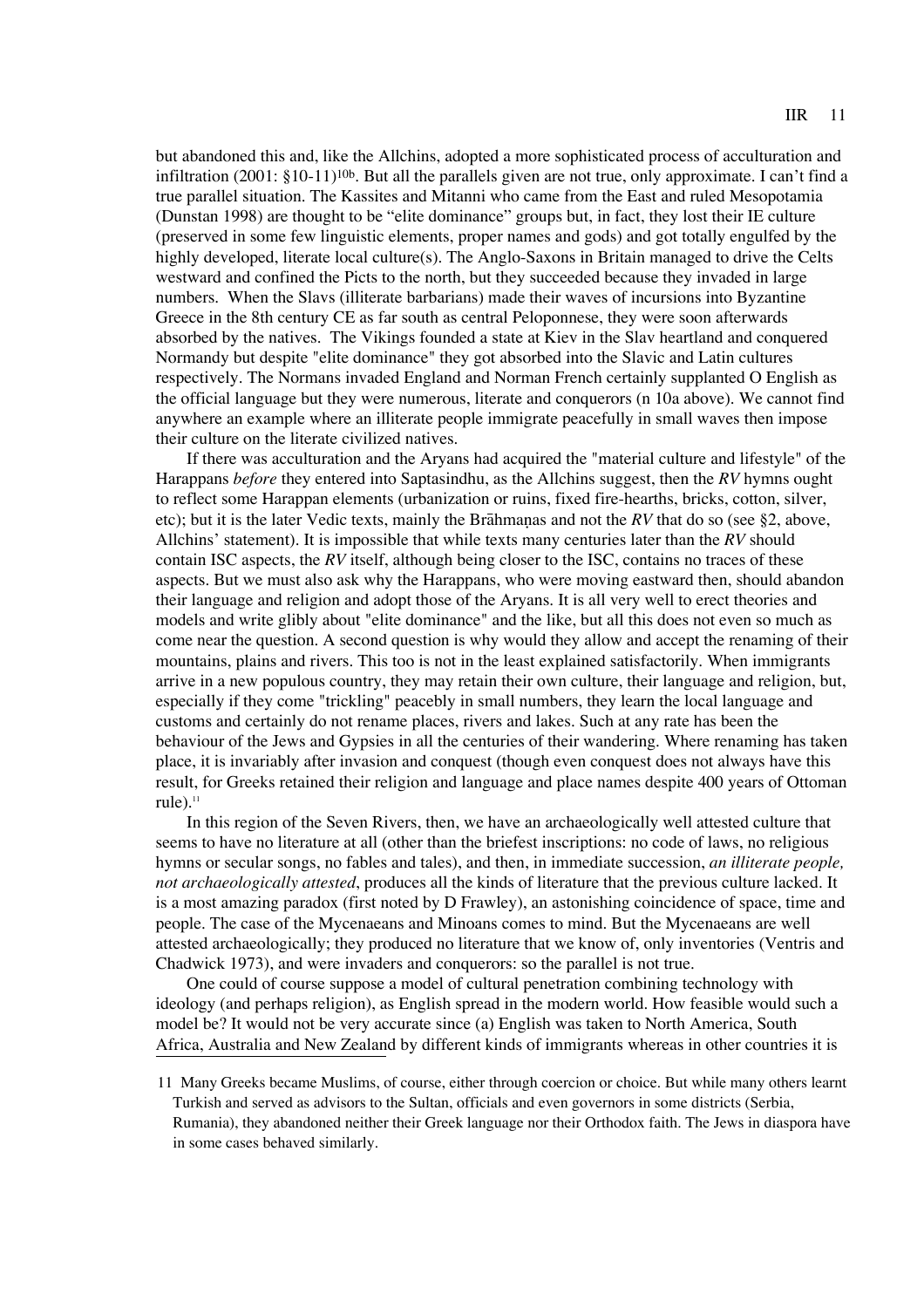but abandoned this and, like the Allchins, adopted a more sophisticated process of acculturation and infiltration (2001: §10-11)[10b]. But all the parallels given are not true, only approximate. I can't find a true parallel situation. The Kassites and Mitanni who came from the East and ruled Mesopotamia (Dunstan 1998) are thought to be "elite dominance" groups but, in fact, they lost their IE culture (preserved in some few linguistic elements, proper names and gods) and got totally engulfed by the highly developed, literate local culture(s). The Anglo-Saxons in Britain managed to drive the Celts westward and confined the Picts to the north, but they succeeded because they invaded in large numbers. When the Slavs (illiterate barbarians) made their waves of incursions into Byzantine Greece in the 8th century CE as far south as central Peloponnese, they were soon afterwards absorbed by the natives. The Vikings founded a state at Kiev in the Slav heartland and conquered Normandy but despite "elite dominance" they got absorbed into the Slavic and Latin cultures respectively. The Normans invaded England and Norman French certainly supplanted O English as the official language but they were numerous, literate and conquerors (n 10a above). We cannot find anywhere an example where an illiterate people immigrate peacefully in small waves then impose their culture on the literate civilized natives.

If there was acculturation and the Aryans had acquired the "material culture and lifestyle" of the Harappans *before* they entered into Saptasindhu, as the Allchins suggest, then the *RV* hymns ought to reflect some Harappan elements (urbanization or ruins, fixed fire-hearths, bricks, cotton, silver, etc); but it is the later Vedic texts, mainly the Brāhmaṇas and not the *RV* that do so (see §2, above, Allchins' statement). It is impossible that while texts many centuries later than the *RV* should contain ISC aspects, the *RV* itself, although being closer to the ISC, contains no traces of these aspects. But we must also ask why the Harappans, who were moving eastward then, should abandon their language and religion and adopt those of the Aryans. It is all very well to erect theories and models and write glibly about "elite dominance" and the like, but all this does not even so much as come near the question. A second question is why would they allow and accept the renaming of their mountains, plains and rivers. This too is not in the least explained satisfactorily. When immigrants arrive in a new populous country, they may retain their own culture, their language and religion, but, especially if they come "trickling" peacebly in small numbers, they learn the local language and customs and certainly do not rename places, rivers and lakes. Such at any rate has been the behaviour of the Jews and Gypsies in all the centuries of their wandering. Where renaming has taken place, it is invariably after invasion and conquest (though even conquest does not always have this result, for Greeks retained their religion and language and place names despite 400 years of Ottoman rule).[11]

In this region of the Seven Rivers, then, we have an archaeologically well attested culture that seems to have no literature at all (other than the briefest inscriptions: no code of laws, no religious hymns or secular songs, no fables and tales), and then, in immediate succession, *an illiterate people, not archaeologically attested*, produces all the kinds of literature that the previous culture lacked. It is a most amazing paradox (first noted by D Frawley), an astonishing coincidence of space, time and people. The case of the Mycenaeans and Minoans comes to mind. But the Mycenaeans are well attested archaeologically; they produced no literature that we know of, only inventories (Ventris and Chadwick 1973), and were invaders and conquerors: so the parallel is not true.

One could of course suppose a model of cultural penetration combining technology with ideology (and perhaps religion), as English spread in the modern world. How feasible would such a model be? It would not be very accurate since (a) English was taken to North America, South Africa, Australia and New Zealand by different kinds of immigrants whereas in other countries it is

11 Many Greeks became Muslims, of course, either through coercion or choice. But while many others learnt Turkish and served as advisors to the Sultan, officials and even governors in some districts (Serbia, Rumania), they abandoned neither their Greek language nor their Orthodox faith. The Jews in diaspora have in some cases behaved similarly.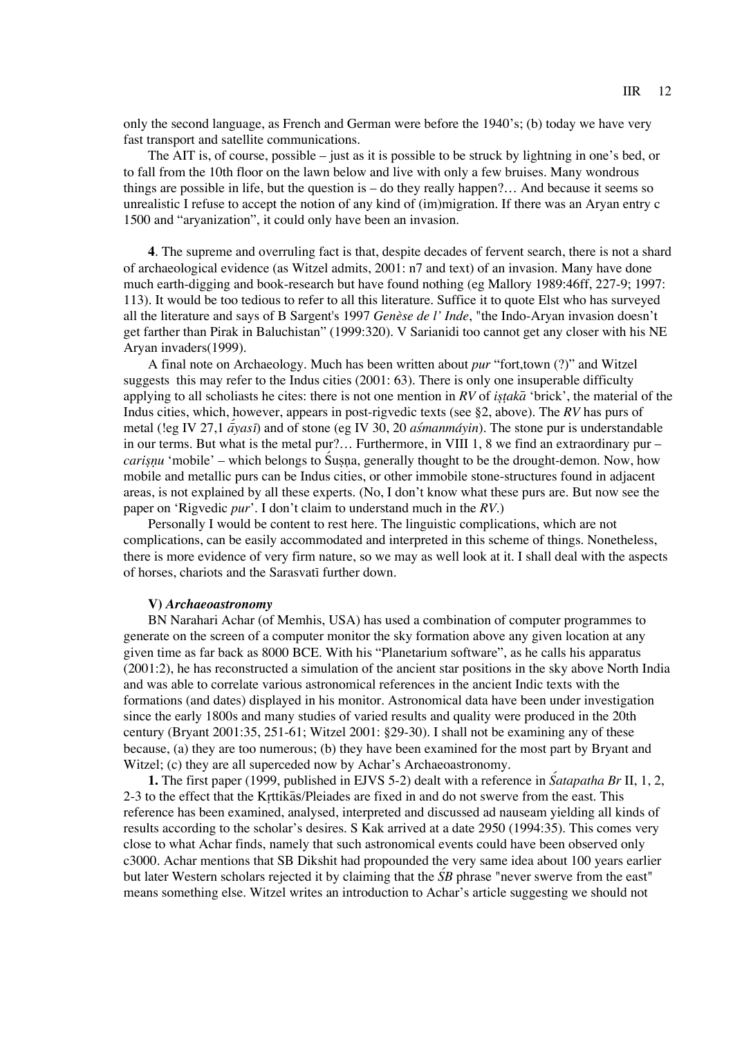only the second language, as French and German were before the 1940's; (b) today we have very fast transport and satellite communications.

The AIT is, of course, possible – just as it is possible to be struck by lightning in one's bed, or to fall from the 10th floor on the lawn below and live with only a few bruises. Many wondrous things are possible in life, but the question is – do they really happen?… And because it seems so unrealistic I refuse to accept the notion of any kind of (im)migration. If there was an Aryan entry c 1500 and "aryanization", it could only have been an invasion.

**4**. The supreme and overruling fact is that, despite decades of fervent search, there is not a shard of archaeological evidence (as Witzel admits, 2001: n7 and text) of an invasion. Many have done much earth-digging and book-research but have found nothing (eg Mallory 1989:46ff, 227-9; 1997: 113). It would be too tedious to refer to all this literature. Suffice it to quote Elst who has surveyed all the literature and says of B Sargent's 1997 *Genèse de l' Inde*, "the Indo-Aryan invasion doesn't get farther than Pirak in Baluchistan" (1999:320). V Sarianidi too cannot get any closer with his NE Aryan invaders(1999).

A final note on Archaeology. Much has been written about *pur* "fort,town (?)" and Witzel suggests this may refer to the Indus cities (2001: 63). There is only one insuperable difficulty applying to all scholiasts he cites: there is not one mention in *RV* of *iṣṭakā* 'brick', the material of the Indus cities, which, however, appears in post-rigvedic texts (see §2, above). The *RV* has purs of metal (!eg IV 27,1 *ā́yasī*) and of stone (eg IV 30, 20 *aśmanmáyin*). The stone pur is understandable in our terms. But what is the metal pur?… Furthermore, in VIII 1, 8 we find an extraordinary pur – *cariṣṇu* 'mobile' – which belongs to Śuṣṇa, generally thought to be the drought-demon. Now, how mobile and metallic purs can be Indus cities, or other immobile stone-structures found in adjacent areas, is not explained by all these experts. (No, I don't know what these purs are. But now see the paper on 'Rigvedic *pur*'. I don't claim to understand much in the *RV*.)

Personally I would be content to rest here. The linguistic complications, which are not complications, can be easily accommodated and interpreted in this scheme of things. Nonetheless, there is more evidence of very firm nature, so we may as well look at it. I shall deal with the aspects of horses, chariots and the Sarasvatī further down.

### V) *Archaeoastronomy*

BN Narahari Achar (of Memhis, USA) has used a combination of computer programmes to generate on the screen of a computer monitor the sky formation above any given location at any given time as far back as 8000 BCE. With his "Planetarium software", as he calls his apparatus (2001:2), he has reconstructed a simulation of the ancient star positions in the sky above North India and was able to correlate various astronomical references in the ancient Indic texts with the formations (and dates) displayed in his monitor. Astronomical data have been under investigation since the early 1800s and many studies of varied results and quality were produced in the 20th century (Bryant 2001:35, 251-61; Witzel 2001: §29-30). I shall not be examining any of these because, (a) they are too numerous; (b) they have been examined for the most part by Bryant and Witzel; (c) they are all superceded now by Achar's Archaeoastronomy.

**1.** The first paper (1999, published in EJVS 5-2) dealt with a reference in *Śatapatha Br* II, 1, 2, 2-3 to the effect that the Kṛttikās/Pleiades are fixed in and do not swerve from the east. This reference has been examined, analysed, interpreted and discussed ad nauseam yielding all kinds of results according to the scholar's desires. S Kak arrived at a date 2950 (1994:35). This comes very close to what Achar finds, namely that such astronomical events could have been observed only c3000. Achar mentions that SB Dikshit had propounded the very same idea about 100 years earlier but later Western scholars rejected it by claiming that the *ŚB* phrase "never swerve from the east" means something else. Witzel writes an introduction to Achar's article suggesting we should not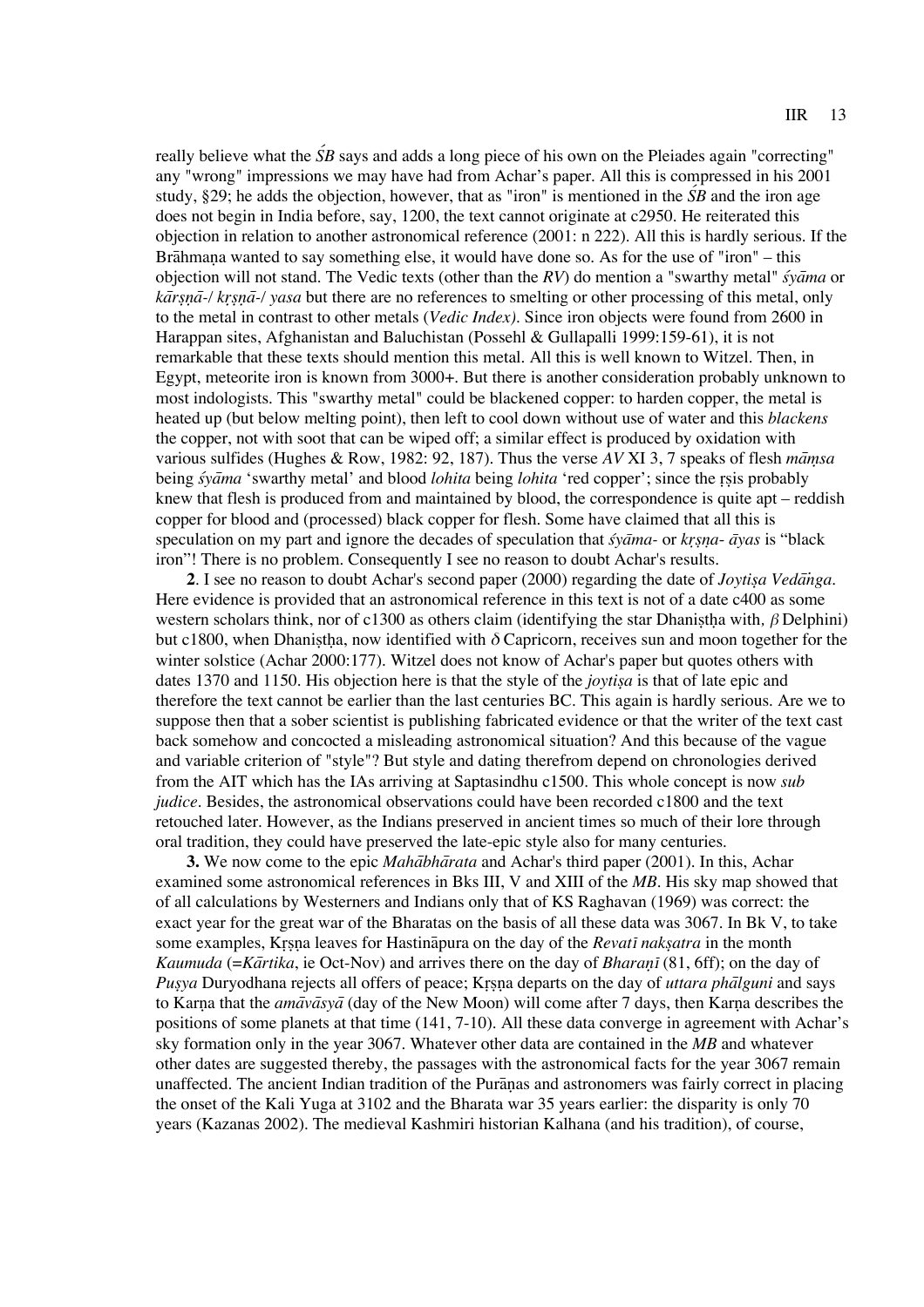really believe what the *ŚB* says and adds a long piece of his own on the Pleiades again "correcting" any "wrong" impressions we may have had from Achar's paper. All this is compressed in his 2001 study, §29; he adds the objection, however, that as "iron" is mentioned in the *ŚB* and the iron age does not begin in India before, say, 1200, the text cannot originate at c2950. He reiterated this objection in relation to another astronomical reference (2001: n 222). All this is hardly serious. If the Brāhmaṇa wanted to say something else, it would have done so. As for the use of "iron" – this objection will not stand. The Vedic texts (other than the *RV*) do mention a "swarthy metal" *śyāma* or *kārṣṇā-*/ *kṛṣṇā-*/ *yasa* but there are no references to smelting or other processing of this metal, only to the metal in contrast to other metals (*Vedic Index)*. Since iron objects were found from 2600 in Harappan sites, Afghanistan and Baluchistan (Possehl & Gullapalli 1999:159-61), it is not remarkable that these texts should mention this metal. All this is well known to Witzel. Then, in Egypt, meteorite iron is known from 3000+. But there is another consideration probably unknown to most indologists. This "swarthy metal" could be blackened copper: to harden copper, the metal is heated up (but below melting point), then left to cool down without use of water and this *blackens* the copper, not with soot that can be wiped off; a similar effect is produced by oxidation with various sulfides (Hughes & Row, 1982: 92, 187). Thus the verse *AV* XI 3, 7 speaks of flesh *māṃsa* being *śyāma* 'swarthy metal' and blood *lohita* being *lohita* 'red copper'; since the ṛṣis probably knew that flesh is produced from and maintained by blood, the correspondence is quite apt – reddish copper for blood and (processed) black copper for flesh. Some have claimed that all this is speculation on my part and ignore the decades of speculation that *śyāma-* or *kṛṣṇa- āyas* is "black iron"! There is no problem. Consequently I see no reason to doubt Achar's results.

**2**. I see no reason to doubt Achar's second paper (2000) regarding the date of *Joytiṣa Vedāṅga*. Here evidence is provided that an astronomical reference in this text is not of a date c400 as some western scholars think, nor of c1300 as others claim (identifying the star Dhaniṣṭha with, *β* Delphini) but c1800, when Dhaniṣṭha, now identified with *δ* Capricorn, receives sun and moon together for the winter solstice (Achar 2000:177). Witzel does not know of Achar's paper but quotes others with dates 1370 and 1150. His objection here is that the style of the *joytiṣa* is that of late epic and therefore the text cannot be earlier than the last centuries BC. This again is hardly serious. Are we to suppose then that a sober scientist is publishing fabricated evidence or that the writer of the text cast back somehow and concocted a misleading astronomical situation? And this because of the vague and variable criterion of "style"? But style and dating therefrom depend on chronologies derived from the AIT which has the IAs arriving at Saptasindhu c1500. This whole concept is now *sub judice*. Besides, the astronomical observations could have been recorded c1800 and the text retouched later. However, as the Indians preserved in ancient times so much of their lore through oral tradition, they could have preserved the late-epic style also for many centuries.

**3.** We now come to the epic *Mahābhārata* and Achar's third paper (2001). In this, Achar examined some astronomical references in Bks III, V and XIII of the *MB*. His sky map showed that of all calculations by Westerners and Indians only that of KS Raghavan (1969) was correct: the exact year for the great war of the Bharatas on the basis of all these data was 3067. In Bk V, to take some examples, Kṛṣṇa leaves for Hastināpura on the day of the *Revatī nakṣatra* in the month *Kaumuda* (=*Kārtika*, ie Oct-Nov) and arrives there on the day of *Bharaṇī* (81, 6ff); on the day of *Puṣya* Duryodhana rejects all offers of peace; Kṛṣṇa departs on the day of *uttara phālguni* and says to Karṇa that the *amāvāsyā* (day of the New Moon) will come after 7 days, then Karṇa describes the positions of some planets at that time (141, 7-10). All these data converge in agreement with Achar's sky formation only in the year 3067. Whatever other data are contained in the *MB* and whatever other dates are suggested thereby, the passages with the astronomical facts for the year 3067 remain unaffected. The ancient Indian tradition of the Purāṇas and astronomers was fairly correct in placing the onset of the Kali Yuga at 3102 and the Bharata war 35 years earlier: the disparity is only 70 years (Kazanas 2002). The medieval Kashmiri historian Kalhana (and his tradition), of course,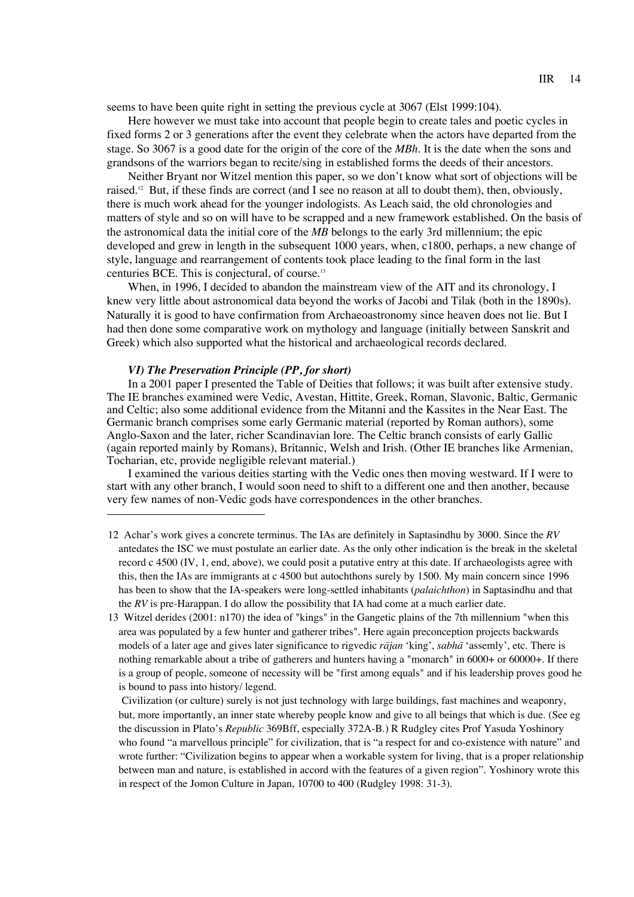seems to have been quite right in setting the previous cycle at 3067 (Elst 1999:104).

Here however we must take into account that people begin to create tales and poetic cycles in fixed forms 2 or 3 generations after the event they celebrate when the actors have departed from the stage. So 3067 is a good date for the origin of the core of the *MBh*. It is the date when the sons and grandsons of the warriors began to recite/sing in established forms the deeds of their ancestors.

Neither Bryant nor Witzel mention this paper, so we don't know what sort of objections will be raised.[12] But, if these finds are correct (and I see no reason at all to doubt them), then, obviously, there is much work ahead for the younger indologists. As Leach said, the old chronologies and matters of style and so on will have to be scrapped and a new framework established. On the basis of the astronomical data the initial core of the *MB* belongs to the early 3rd millennium; the epic developed and grew in length in the subsequent 1000 years, when, c1800, perhaps, a new change of style, language and rearrangement of contents took place leading to the final form in the last centuries BCE. This is conjectural, of course.[13]

When, in 1996, I decided to abandon the mainstream view of the AIT and its chronology, I knew very little about astronomical data beyond the works of Jacobi and Tilak (both in the 1890s). Naturally it is good to have confirmation from Archaeoastronomy since heaven does not lie. But I had then done some comparative work on mythology and language (initially between Sanskrit and Greek) which also supported what the historical and archaeological records declared.

### *VI) The Preservation Principle (PP, for short)*

In a 2001 paper I presented the Table of Deities that follows; it was built after extensive study. The IE branches examined were Vedic, Avestan, Hittite, Greek, Roman, Slavonic, Baltic, Germanic and Celtic; also some additional evidence from the Mitanni and the Kassites in the Near East. The Germanic branch comprises some early Germanic material (reported by Roman authors), some Anglo-Saxon and the later, richer Scandinavian lore. The Celtic branch consists of early Gallic (again reported mainly by Romans), Britannic, Welsh and Irish. (Other IE branches like Armenian, Tocharian, etc, provide negligible relevant material.)

I examined the various deities starting with the Vedic ones then moving westward. If I were to start with any other branch, I would soon need to shift to a different one and then another, because very few names of non-Vedic gods have correspondences in the other branches.

---

12 Achar's work gives a concrete terminus. The IAs are definitely in Saptasindhu by 3000. Since the *RV* antedates the ISC we must postulate an earlier date. As the only other indication is the break in the skeletal record c 4500 (IV, 1, end, above), we could posit a putative entry at this date. If archaeologists agree with this, then the IAs are immigrants at c 4500 but autochthons surely by 1500. My main concern since 1996 has been to show that the IA-speakers were long-settled inhabitants (*palaichthon*) in Saptasindhu and that the *RV* is pre-Harappan. I do allow the possibility that IA had come at a much earlier date.

13 Witzel derides (2001: n170) the idea of "kings" in the Gangetic plains of the 7th millennium "when this area was populated by a few hunter and gatherer tribes". Here again preconception projects backwards models of a later age and gives later significance to rigvedic *rājan* 'king', *sabhā* 'assemly', etc. There is nothing remarkable about a tribe of gatherers and hunters having a "monarch" in 6000+ or 60000+. If there is a group of people, someone of necessity will be "first among equals" and if his leadership proves good he is bound to pass into history/ legend.

Civilization (or culture) surely is not just technology with large buildings, fast machines and weaponry, but, more importantly, an inner state whereby people know and give to all beings that which is due. (See eg the discussion in Plato's *Republic* 369Bff, especially 372A-B.) R Rudgley cites Prof Yasuda Yoshinory who found "a marvellous principle" for civilization, that is "a respect for and co-existence with nature" and wrote further: "Civilization begins to appear when a workable system for living, that is a proper relationship between man and nature, is established in accord with the features of a given region". Yoshinory wrote this in respect of the Jomon Culture in Japan, 10700 to 400 (Rudgley 1998: 31-3).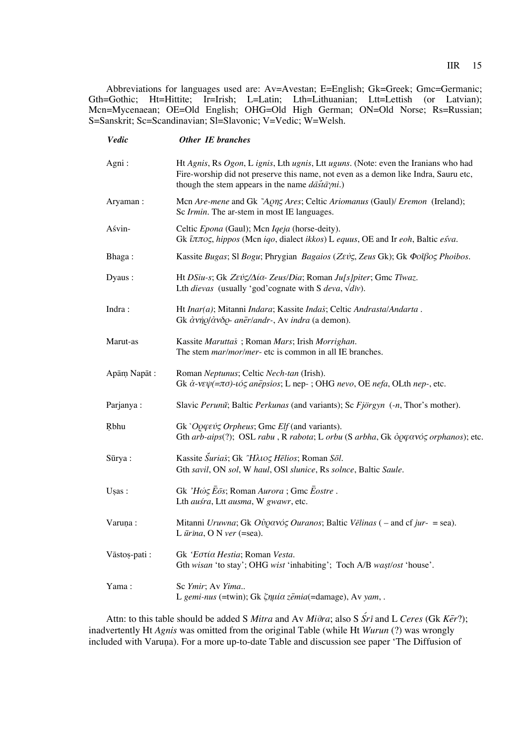Abbreviations for languages used are: Av=Avestan; E=English; Gk=Greek; Gmc=Germanic; Gth=Gothic; Ht=Hittite; Ir=Irish; L=Latin; Lth=Lithuanian; Ltt=Lettish (or Latvian); Mcn=Mycenaean; OE=Old English; OHG=Old High German; ON=Old Norse; Rs=Russian; S=Sanskrit; Sc=Scandinavian; Sl=Slavonic; V=Vedic; W=Welsh.

| ***Vedic*** | ***Other IE branches*** |
|---|---|
| Agni : | Ht *Agnis*, Rs *Ogon*, L *ignis*, Lth *ugnis*, Ltt *uguns*. (Note: even the Iranians who had Fire-worship did not preserve this name, not even as a demon like Indra, Sauru etc, though the stem appears in the name *dāštāγni*.) |
| Aryaman : | Mcn *Are-mene* and Gk *Ἄρης Ares*; Celtic *Ariomanus* (Gaul)/ *Eremon* (Ireland); Sc *Irmin*. The ar-stem in most IE languages. |
| Aśvin- | Celtic *Epona* (Gaul); Mcn *Iqeja* (horse-deity). Gk *ἵππος*, *hippos* (Mcn *iqo*, dialect *ikkos*) L *equus*, OE and Ir *eoh*, Baltic *eśva*. |
| Bhaga : | Kassite *Bugas*; Sl *Bogu*; Phrygian *Bagaios* (*Ζεύς*, *Zeus* Gk); Gk *Φοῖβος Phoibos*. |
| Dyaus : | Ht *DSiu-s*; Gk *Ζεύς/Δία- Zeus/Dia*; Roman *Ju[s]piter*; Gmc *Tîwaz*. Lth *dievas* (usually 'god'cognate with S *deva*, √*dīv*). |
| Indra : | Ht *Inar(a)*; Mitanni *Indara*; Kassite *Indaś*; Celtic *Andrasta*/*Andarta* . Gk *ἀνήρ/ἀνδρ- anēr/andr-*, Av *indra* (a demon). |
| Marut-as | Kassite *Maruttaś* ; Roman *Mars*; Irish *Morrighan*. The stem *mar*/*mor*/*mer-* etc is common in all IE branches. |
| Apāṃ Napāt : | Roman *Neptunus*; Celtic *Nech-tan* (Irish). Gk *ἀ-νεψ(=πσ)-ιός anēpsios*; L nep- ; OHG *nevo*, OE *nefa*, OLth *nep-*, etc. |
| Parjanya : | Slavic *Perunŭ*; Baltic *Perkunas* (and variants); Sc *Fjörgyn* (*-n*, Thor's mother). |
| Ṛbhu | Gk *Ὀρφεύς Orpheus*; Gmc *Elf* (and variants). Gth *arb-aips*(?); OSL *rabu* , R *rabota*; L *orbu* (S *arbha*, Gk *ὀρφανός orphanos*); etc. |
| Sūrya : | Kassite *Šuriaś*; Gk *Ἥλιος Hēlios*; Roman *Sōl*. Gth *savil*, ON *sol*, W *haul*, OSl *slunice*, Rs *solnce*, Baltic *Saule*. |
| Uṣas : | Gk *Ἠώς Ēōs*; Roman *Aurora* ; Gmc *Ēostre* . Lth *auśra*, Ltt *ausma*, W *gwawr*, etc. |
| Varuṇa : | Mitanni *Uruwna*; Gk *Οὐρανός Ouranos*; Baltic *Vēlinas* ( – and cf *jur-* = sea). L *ūrīna*, O N *ver* (=sea). |
| Vāstoṣ-pati : | Gk *'Εστία Hestia*; Roman *Vesta*. Gth *wisan* 'to stay'; OHG *wist* 'inhabiting'; Toch A/B *waṣt*/*ost* 'house'. |
| Yama : | Sc *Ymir*; Av *Yima*.. L *gemi-nus* (=twin); Gk *ζημία zēmia*(=damage), Av *yam*, . |

Attn: to this table should be added S *Mitra* and Av *Miϑra*; also S *Śrī* and L *Ceres* (Gk *Kēr*?); inadvertently Ht *Agnis* was omitted from the original Table (while Ht *Wurun* (?) was wrongly included with Varuṇa). For a more up-to-date Table and discussion see paper 'The Diffusion of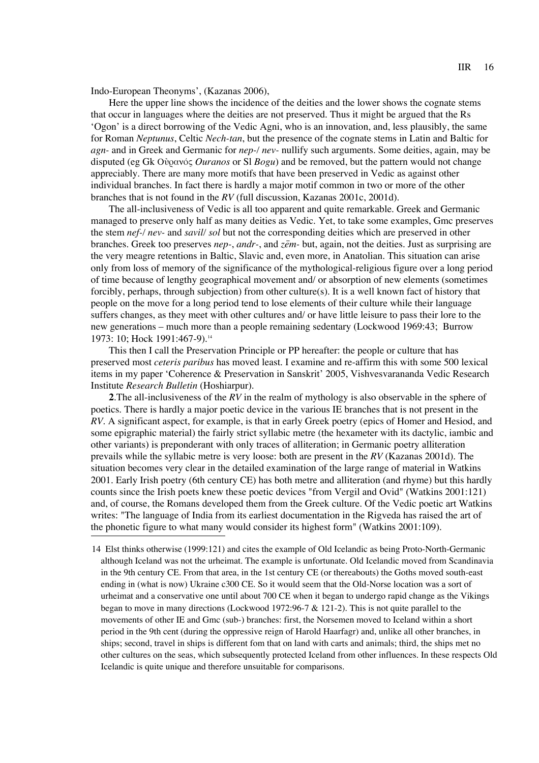Indo-European Theonyms', (Kazanas 2006),

Here the upper line shows the incidence of the deities and the lower shows the cognate stems that occur in languages where the deities are not preserved. Thus it might be argued that the Rs 'Ogon' is a direct borrowing of the Vedic Agni, who is an innovation, and, less plausibly, the same for Roman *Neptunus*, Celtic *Nech-tan*, but the presence of the cognate stems in Latin and Baltic for *agn-* and in Greek and Germanic for *nep-*/ *nev-* nullify such arguments. Some deities, again, may be disputed (eg Gk Οὐρανός *Ouranos* or Sl *Bogu*) and be removed, but the pattern would not change appreciably. There are many more motifs that have been preserved in Vedic as against other individual branches. In fact there is hardly a major motif common in two or more of the other branches that is not found in the *RV* (full discussion, Kazanas 2001c, 2001d).

The all-inclusiveness of Vedic is all too apparent and quite remarkable. Greek and Germanic managed to preserve only half as many deities as Vedic. Yet, to take some examples, Gmc preserves the stem *nef-*/ *nev-* and *savil*/ *sol* but not the corresponding deities which are preserved in other branches. Greek too preserves *nep-*, *andr-*, and *zēm-* but, again, not the deities. Just as surprising are the very meagre retentions in Baltic, Slavic and, even more, in Anatolian. This situation can arise only from loss of memory of the significance of the mythological-religious figure over a long period of time because of lengthy geographical movement and/ or absorption of new elements (sometimes forcibly, perhaps, through subjection) from other culture(s). It is a well known fact of history that people on the move for a long period tend to lose elements of their culture while their language suffers changes, as they meet with other cultures and/ or have little leisure to pass their lore to the new generations – much more than a people remaining sedentary (Lockwood 1969:43; Burrow 1973: 10; Hock 1991:467-9).[14]

This then I call the Preservation Principle or PP hereafter: the people or culture that has preserved most *ceteris paribus* has moved least. I examine and re-affirm this with some 500 lexical items in my paper 'Coherence & Preservation in Sanskrit' 2005, Vishvesvarananda Vedic Research Institute *Research Bulletin* (Hoshiarpur).

**2**.The all-inclusiveness of the *RV* in the realm of mythology is also observable in the sphere of poetics. There is hardly a major poetic device in the various IE branches that is not present in the *RV*. A significant aspect, for example, is that in early Greek poetry (epics of Homer and Hesiod, and some epigraphic material) the fairly strict syllabic metre (the hexameter with its dactylic, iambic and other variants) is preponderant with only traces of alliteration; in Germanic poetry alliteration prevails while the syllabic metre is very loose: both are present in the *RV* (Kazanas 2001d). The situation becomes very clear in the detailed examination of the large range of material in Watkins 2001. Early Irish poetry (6th century CE) has both metre and alliteration (and rhyme) but this hardly counts since the Irish poets knew these poetic devices "from Vergil and Ovid" (Watkins 2001:121) and, of course, the Romans developed them from the Greek culture. Of the Vedic poetic art Watkins writes: "The language of India from its earliest documentation in the Rigveda has raised the art of the phonetic figure to what many would consider its highest form" (Watkins 2001:109).

---

14 Elst thinks otherwise (1999:121) and cites the example of Old Icelandic as being Proto-North-Germanic although Iceland was not the urheimat. The example is unfortunate. Old Icelandic moved from Scandinavia in the 9th century CE. From that area, in the 1st century CE (or thereabouts) the Goths moved south-east ending in (what is now) Ukraine c300 CE. So it would seem that the Old-Norse location was a sort of urheimat and a conservative one until about 700 CE when it began to undergo rapid change as the Vikings began to move in many directions (Lockwood 1972:96-7 & 121-2). This is not quite parallel to the movements of other IE and Gmc (sub-) branches: first, the Norsemen moved to Iceland within a short period in the 9th cent (during the oppressive reign of Harold Haarfagr) and, unlike all other branches, in ships; second, travel in ships is different fom that on land with carts and animals; third, the ships met no other cultures on the seas, which subsequently protected Iceland from other influences. In these respects Old Icelandic is quite unique and therefore unsuitable for comparisons.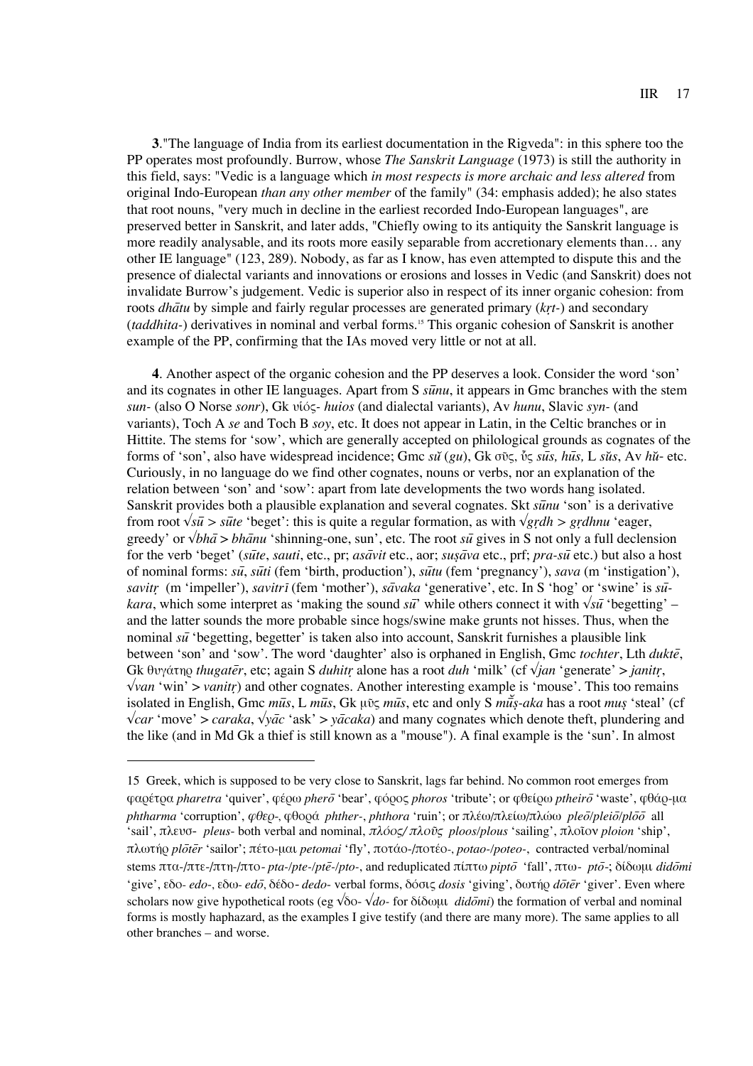**3**."The language of India from its earliest documentation in the Rigveda": in this sphere too the PP operates most profoundly. Burrow, whose *The Sanskrit Language* (1973) is still the authority in this field, says: "Vedic is a language which *in most respects is more archaic and less altered* from original Indo-European *than any other member* of the family" (34: emphasis added); he also states that root nouns, "very much in decline in the earliest recorded Indo-European languages", are preserved better in Sanskrit, and later adds, "Chiefly owing to its antiquity the Sanskrit language is more readily analysable, and its roots more easily separable from accretionary elements than… any other IE language" (123, 289). Nobody, as far as I know, has even attempted to dispute this and the presence of dialectal variants and innovations or erosions and losses in Vedic (and Sanskrit) does not invalidate Burrow's judgement. Vedic is superior also in respect of its inner organic cohesion: from roots *dhātu* by simple and fairly regular processes are generated primary (*kṛt-*) and secondary (*taddhita-*) derivatives in nominal and verbal forms.[15] This organic cohesion of Sanskrit is another example of the PP, confirming that the IAs moved very little or not at all.

**4**. Another aspect of the organic cohesion and the PP deserves a look. Consider the word 'son' and its cognates in other IE languages. Apart from S *sūnu*, it appears in Gmc branches with the stem *sun-* (also O Norse *sonr*), Gk υἱός- *huios* (and dialectal variants), Av *hunu*, Slavic *syn-* (and variants), Toch A *se* and Toch B *soy*, etc. It does not appear in Latin, in the Celtic branches or in Hittite. The stems for 'sow', which are generally accepted on philological grounds as cognates of the forms of 'son', also have widespread incidence; Gmc *sŭ* (*gu*), Gk σῦς, ὗς *sūs, hūs,* L *sŭs*, Av *hŭ-* etc. Curiously, in no language do we find other cognates, nouns or verbs, nor an explanation of the relation between 'son' and 'sow': apart from late developments the two words hang isolated. Sanskrit provides both a plausible explanation and several cognates. Skt *sūnu* 'son' is a derivative from root √*sū* > *sūte* 'beget': this is quite a regular formation, as with √*gṛdh* > *gṛdhnu* 'eager, greedy' or √*bhā* > *bhānu* 'shinning-one, sun', etc. The root *sū* gives in S not only a full declension for the verb 'beget' (*sūte*, *sauti*, etc., pr; *asāvit* etc., aor; *suṣāva* etc., prf; *pra-sū* etc.) but also a host of nominal forms: *sū*, *sūti* (fem 'birth, production'), *sūtu* (fem 'pregnancy'), *sava* (m 'instigation'), *savitṛ* (m 'impeller'), *savitrī* (fem 'mother'), *sāvaka* 'generative', etc. In S 'hog' or 'swine' is *sū-kara*, which some interpret as 'making the sound *sū*' while others connect it with √*sū* 'begetting' – and the latter sounds the more probable since hogs/swine make grunts not hisses. Thus, when the nominal *sū* 'begetting, begetter' is taken also into account, Sanskrit furnishes a plausible link between 'son' and 'sow'. The word 'daughter' also is orphaned in English, Gmc *tochter*, Lth *duktē*, Gk θυγάτηρ *thugatēr*, etc; again S *duhitṛ* alone has a root *duh* 'milk' (cf √*jan* 'generate' > *janitṛ*, √*van* 'win' > *vanitṛ*) and other cognates. Another interesting example is 'mouse'. This too remains isolated in English, Gmc *mūs*, L *mūs*, Gk μῦς *mūs*, etc and only S *mūṣ-aka* has a root *muṣ* 'steal' (cf √*car* 'move' > *caraka*, √*yāc* 'ask' > *yācaka*) and many cognates which denote theft, plundering and the like (and in Md Gk a thief is still known as a "mouse"). A final example is the 'sun'. In almost

---

15 Greek, which is supposed to be very close to Sanskrit, lags far behind. No common root emerges from φαρέτρα *pharetra* 'quiver', φέρω *pherō* 'bear', φόρος *phoros* 'tribute'; or φθείρω *ptheirō* 'waste', φθάρ-μα *phtharma* 'corruption', *φθερ-*, φθορά *phther-*, *phthora* 'ruin'; or πλέω/πλείω/πλώω *pleō*/*pleiō*/*plōō* all 'sail', πλευσ- *pleus-* both verbal and nominal, *πλόος/ πλοῦς ploos*/*plous* 'sailing', πλοῖον *ploion* 'ship', πλωτήρ *plōtēr* 'sailor'; πέτο-μαι *petomai* 'fly', ποτάο-/ποτέο-, *potao-*/*poteo-*, contracted verbal/nominal stems πτα-/πτε-/πτη-/πτο- *pta-*/*pte-*/*ptē-*/*pto-*, and reduplicated πίπτω *piptō* 'fall', πτω- *ptō-*; δίδωμι *didōmi* 'give', εδο- *edo-*, εδω- *edō*, δέδο- *dedo-* verbal forms, δόσις *dosis* 'giving', δωτήρ *dōtēr* 'giver'. Even where scholars now give hypothetical roots (eg √δο- √*do-* for δίδωμι *didōmi*) the formation of verbal and nominal forms is mostly haphazard, as the examples I give testify (and there are many more). The same applies to all other branches – and worse.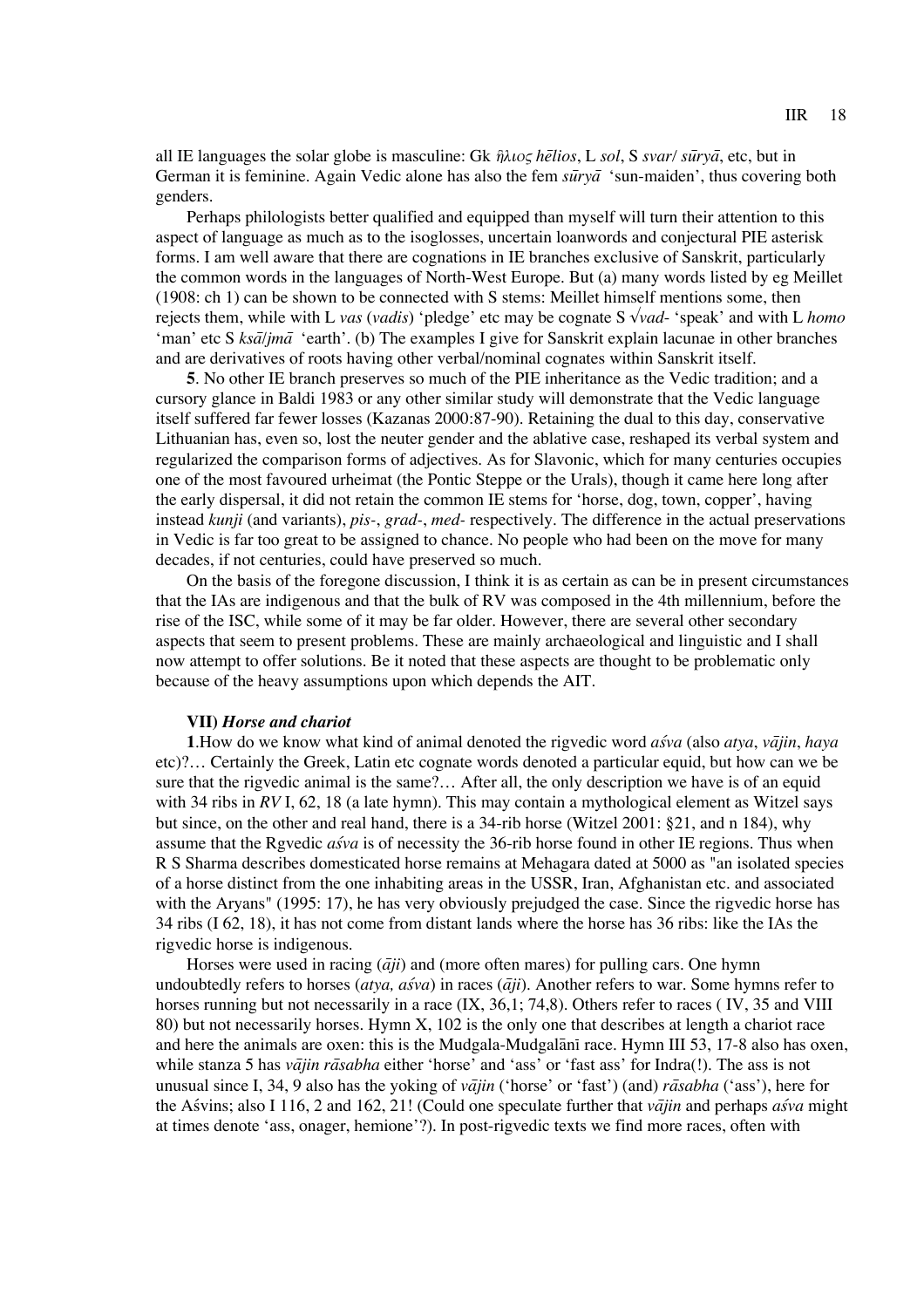all IE languages the solar globe is masculine: Gk *ἥλιος hēlios*, L *sol*, S *svar/ sūryā*, etc, but in German it is feminine. Again Vedic alone has also the fem *sūryā* 'sun-maiden', thus covering both genders.

Perhaps philologists better qualified and equipped than myself will turn their attention to this aspect of language as much as to the isoglosses, uncertain loanwords and conjectural PIE asterisk forms. I am well aware that there are cognations in IE branches exclusive of Sanskrit, particularly the common words in the languages of North-West Europe. But (a) many words listed by eg Meillet (1908: ch 1) can be shown to be connected with S stems: Meillet himself mentions some, then rejects them, while with L *vas* (*vadis*) 'pledge' etc may be cognate S √*vad-* 'speak' and with L *homo* 'man' etc S *ksā/jmā* 'earth'. (b) The examples I give for Sanskrit explain lacunae in other branches and are derivatives of roots having other verbal/nominal cognates within Sanskrit itself.

**5**. No other IE branch preserves so much of the PIE inheritance as the Vedic tradition; and a cursory glance in Baldi 1983 or any other similar study will demonstrate that the Vedic language itself suffered far fewer losses (Kazanas 2000:87-90). Retaining the dual to this day, conservative Lithuanian has, even so, lost the neuter gender and the ablative case, reshaped its verbal system and regularized the comparison forms of adjectives. As for Slavonic, which for many centuries occupies one of the most favoured urheimat (the Pontic Steppe or the Urals), though it came here long after the early dispersal, it did not retain the common IE stems for 'horse, dog, town, copper', having instead *kunji* (and variants), *pis-*, *grad-*, *med-* respectively. The difference in the actual preservations in Vedic is far too great to be assigned to chance. No people who had been on the move for many decades, if not centuries, could have preserved so much.

On the basis of the foregone discussion, I think it is as certain as can be in present circumstances that the IAs are indigenous and that the bulk of RV was composed in the 4th millennium, before the rise of the ISC, while some of it may be far older. However, there are several other secondary aspects that seem to present problems. These are mainly archaeological and linguistic and I shall now attempt to offer solutions. Be it noted that these aspects are thought to be problematic only because of the heavy assumptions upon which depends the AIT.

### VII) *Horse and chariot*

**1**.How do we know what kind of animal denoted the rigvedic word *aśva* (also *atya*, *vājin*, *haya* etc)?… Certainly the Greek, Latin etc cognate words denoted a particular equid, but how can we be sure that the rigvedic animal is the same?… After all, the only description we have is of an equid with 34 ribs in *RV* I, 62, 18 (a late hymn). This may contain a mythological element as Witzel says but since, on the other and real hand, there is a 34-rib horse (Witzel 2001: §21, and n 184), why assume that the Rgvedic *aśva* is of necessity the 36-rib horse found in other IE regions. Thus when R S Sharma describes domesticated horse remains at Mehagara dated at 5000 as "an isolated species of a horse distinct from the one inhabiting areas in the USSR, Iran, Afghanistan etc. and associated with the Aryans" (1995: 17), he has very obviously prejudged the case. Since the rigvedic horse has 34 ribs (I 62, 18), it has not come from distant lands where the horse has 36 ribs: like the IAs the rigvedic horse is indigenous.

Horses were used in racing (*āji*) and (more often mares) for pulling cars. One hymn undoubtedly refers to horses (*atya, aśva*) in races (*āji*). Another refers to war. Some hymns refer to horses running but not necessarily in a race (IX, 36,1; 74,8). Others refer to races ( IV, 35 and VIII 80) but not necessarily horses. Hymn X, 102 is the only one that describes at length a chariot race and here the animals are oxen: this is the Mudgala-Mudgalānī race. Hymn III 53, 17-8 also has oxen, while stanza 5 has *vājin rāsabha* either 'horse' and 'ass' or 'fast ass' for Indra(!). The ass is not unusual since I, 34, 9 also has the yoking of *vājin* ('horse' or 'fast') (and) *rāsabha* ('ass'), here for the Aśvins; also I 116, 2 and 162, 21! (Could one speculate further that *vājin* and perhaps *aśva* might at times denote 'ass, onager, hemione'?). In post-rigvedic texts we find more races, often with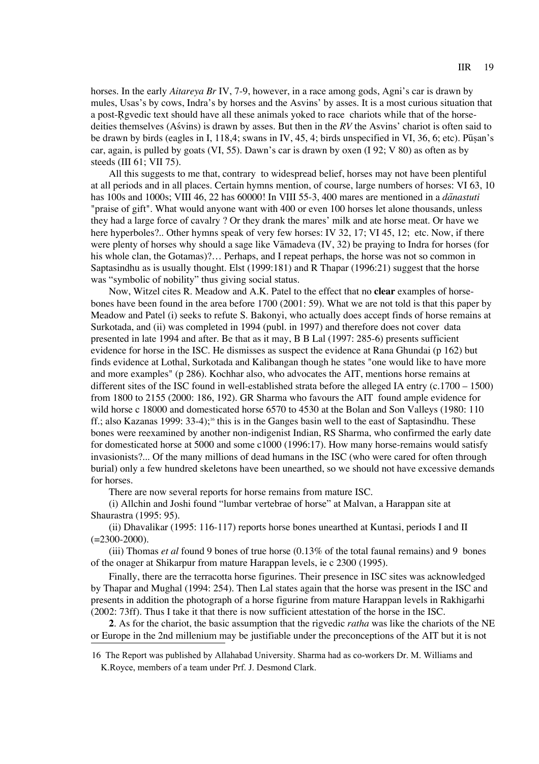horses. In the early *Aitareya Br* IV, 7-9, however, in a race among gods, Agni's car is drawn by mules, Usas's by cows, Indra's by horses and the Asvins' by asses. It is a most curious situation that a post-Ṛgvedic text should have all these animals yoked to race chariots while that of the horse-deities themselves (Aśvins) is drawn by asses. But then in the *RV* the Asvins' chariot is often said to be drawn by birds (eagles in I, 118,4; swans in IV, 45, 4; birds unspecified in VI, 36, 6; etc). Pūṣan's car, again, is pulled by goats (VI, 55). Dawn's car is drawn by oxen (I 92; V 80) as often as by steeds (III 61; VII 75).

All this suggests to me that, contrary to widespread belief, horses may not have been plentiful at all periods and in all places. Certain hymns mention, of course, large numbers of horses: VI 63, 10 has 100s and 1000s; VIII 46, 22 has 60000! In VIII 55-3, 400 mares are mentioned in a *dānastuti* "praise of gift". What would anyone want with 400 or even 100 horses let alone thousands, unless they had a large force of cavalry ? Or they drank the mares' milk and ate horse meat. Or have we here hyperboles?.. Other hymns speak of very few horses: IV 32, 17; VI 45, 12; etc. Now, if there were plenty of horses why should a sage like Vāmadeva (IV, 32) be praying to Indra for horses (for his whole clan, the Gotamas)?… Perhaps, and I repeat perhaps, the horse was not so common in Saptasindhu as is usually thought. Elst (1999:181) and R Thapar (1996:21) suggest that the horse was "symbolic of nobility" thus giving social status.

Now, Witzel cites R. Meadow and A.K. Patel to the effect that no **clear** examples of horse-bones have been found in the area before 1700 (2001: 59). What we are not told is that this paper by Meadow and Patel (i) seeks to refute S. Bakonyi, who actually does accept finds of horse remains at Surkotada, and (ii) was completed in 1994 (publ. in 1997) and therefore does not cover data presented in late 1994 and after. Be that as it may, B B Lal (1997: 285-6) presents sufficient evidence for horse in the ISC. He dismisses as suspect the evidence at Rana Ghundai (p 162) but finds evidence at Lothal, Surkotada and Kalibangan though he states "one would like to have more and more examples" (p 286). Kochhar also, who advocates the AIT, mentions horse remains at different sites of the ISC found in well-established strata before the alleged IA entry (c.1700 – 1500) from 1800 to 2155 (2000: 186, 192). GR Sharma who favours the AIT found ample evidence for wild horse c 18000 and domesticated horse 6570 to 4530 at the Bolan and Son Valleys (1980: 110 ff.; also Kazanas 1999: 33-4);[16] this is in the Ganges basin well to the east of Saptasindhu. These bones were reexamined by another non-indigenist Indian, RS Sharma, who confirmed the early date for domesticated horse at 5000 and some c1000 (1996:17). How many horse-remains would satisfy invasionists?... Of the many millions of dead humans in the ISC (who were cared for often through burial) only a few hundred skeletons have been unearthed, so we should not have excessive demands for horses.

There are now several reports for horse remains from mature ISC.

(i) Allchin and Joshi found "lumbar vertebrae of horse" at Malvan, a Harappan site at Shaurastra (1995: 95).

(ii) Dhavalikar (1995: 116-117) reports horse bones unearthed at Kuntasi, periods I and II (=2300-2000).

(iii) Thomas *et al* found 9 bones of true horse (0.13% of the total faunal remains) and 9 bones of the onager at Shikarpur from mature Harappan levels, ie c 2300 (1995).

Finally, there are the terracotta horse figurines. Their presence in ISC sites was acknowledged by Thapar and Mughal (1994: 254). Then Lal states again that the horse was present in the ISC and presents in addition the photograph of a horse figurine from mature Harappan levels in Rakhigarhi (2002: 73ff). Thus I take it that there is now sufficient attestation of the horse in the ISC.

**2**. As for the chariot, the basic assumption that the rigvedic *ratha* was like the chariots of the NE or Europe in the 2nd millenium may be justifiable under the preconceptions of the AIT but it is not

16 The Report was published by Allahabad University. Sharma had as co-workers Dr. M. Williams and K.Royce, members of a team under Prf. J. Desmond Clark.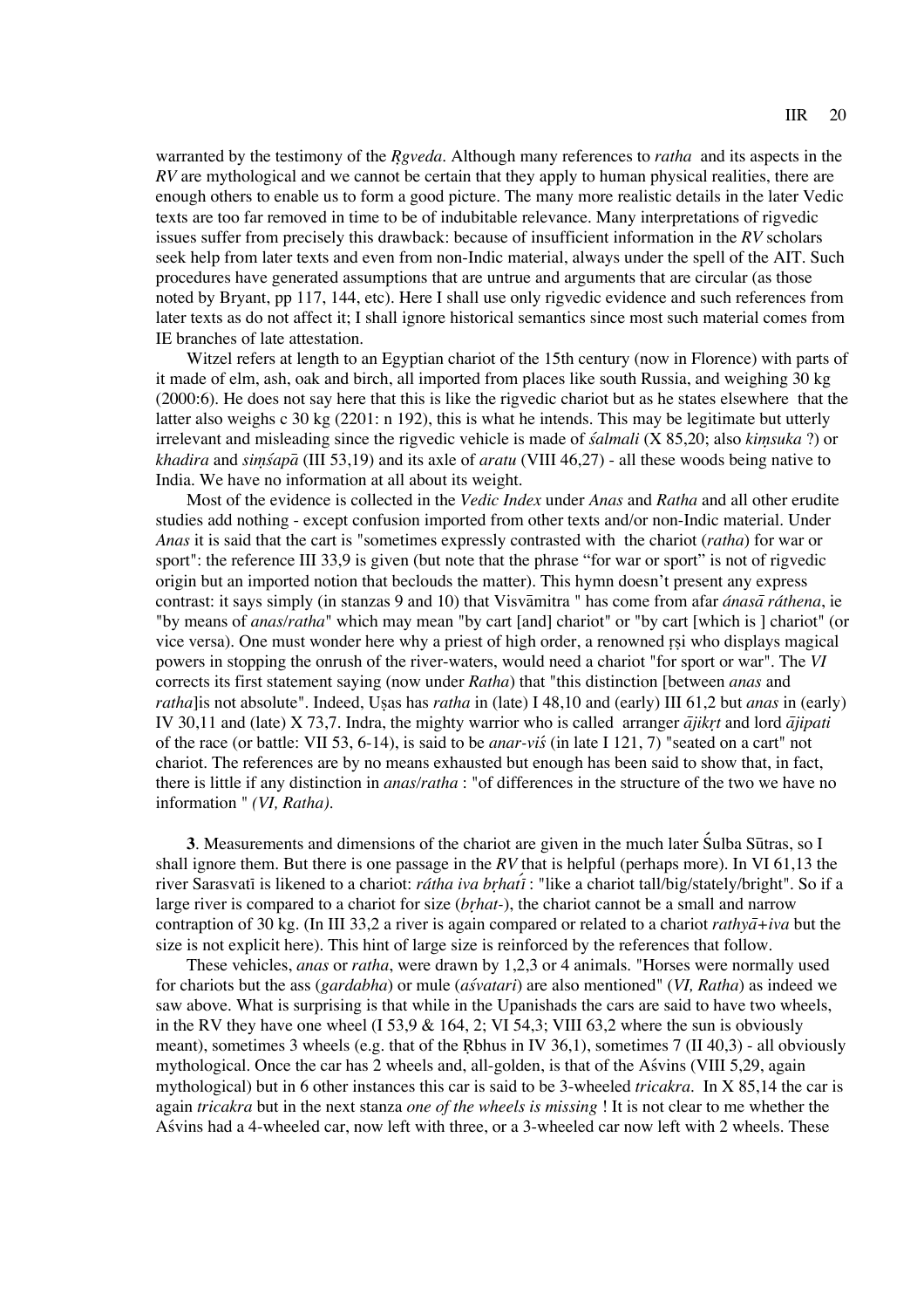warranted by the testimony of the *Ṛgveda*. Although many references to *ratha* and its aspects in the *RV* are mythological and we cannot be certain that they apply to human physical realities, there are enough others to enable us to form a good picture. The many more realistic details in the later Vedic texts are too far removed in time to be of indubitable relevance. Many interpretations of rigvedic issues suffer from precisely this drawback: because of insufficient information in the *RV* scholars seek help from later texts and even from non-Indic material, always under the spell of the AIT. Such procedures have generated assumptions that are untrue and arguments that are circular (as those noted by Bryant, pp 117, 144, etc). Here I shall use only rigvedic evidence and such references from later texts as do not affect it; I shall ignore historical semantics since most such material comes from IE branches of late attestation.

Witzel refers at length to an Egyptian chariot of the 15th century (now in Florence) with parts of it made of elm, ash, oak and birch, all imported from places like south Russia, and weighing 30 kg (2000:6). He does not say here that this is like the rigvedic chariot but as he states elsewhere that the latter also weighs c 30 kg (2201: n 192), this is what he intends. This may be legitimate but utterly irrelevant and misleading since the rigvedic vehicle is made of *śalmali* (X 85,20; also *kiṃsuka* ?) or *khadira* and *siṃśapā* (III 53,19) and its axle of *aratu* (VIII 46,27) - all these woods being native to India. We have no information at all about its weight.

Most of the evidence is collected in the *Vedic Index* under *Anas* and *Ratha* and all other erudite studies add nothing - except confusion imported from other texts and/or non-Indic material. Under *Anas* it is said that the cart is "sometimes expressly contrasted with the chariot (*ratha*) for war or sport": the reference III 33,9 is given (but note that the phrase "for war or sport" is not of rigvedic origin but an imported notion that beclouds the matter). This hymn doesn't present any express contrast: it says simply (in stanzas 9 and 10) that Visvāmitra " has come from afar *ánasā ráthena*, ie "by means of *anas*/*ratha*" which may mean "by cart [and] chariot" or "by cart [which is ] chariot" (or vice versa). One must wonder here why a priest of high order, a renowned ṛṣi who displays magical powers in stopping the onrush of the river-waters, would need a chariot "for sport or war". The *VI* corrects its first statement saying (now under *Ratha*) that "this distinction [between *anas* and *ratha*]is not absolute". Indeed, Uṣas has *ratha* in (late) I 48,10 and (early) III 61,2 but *anas* in (early) IV 30,11 and (late) X 73,7. Indra, the mighty warrior who is called arranger *ājikṛt* and lord *ājipati* of the race (or battle: VII 53, 6-14), is said to be *anar-viś* (in late I 121, 7) "seated on a cart" not chariot. The references are by no means exhausted but enough has been said to show that, in fact, there is little if any distinction in *anas*/*ratha* : "of differences in the structure of the two we have no information " *(VI, Ratha)*.

**3**. Measurements and dimensions of the chariot are given in the much later Śulba Sūtras, so I shall ignore them. But there is one passage in the *RV* that is helpful (perhaps more). In VI 61,13 the river Sarasvatī is likened to a chariot: *rátha iva bṛhatī́* : "like a chariot tall/big/stately/bright". So if a large river is compared to a chariot for size (*bṛhat-*), the chariot cannot be a small and narrow contraption of 30 kg. (In III 33,2 a river is again compared or related to a chariot *rathyā+iva* but the size is not explicit here). This hint of large size is reinforced by the references that follow.

These vehicles, *anas* or *ratha*, were drawn by 1,2,3 or 4 animals. "Horses were normally used for chariots but the ass (*gardabha*) or mule (*aśvatari*) are also mentioned" (*VI, Ratha*) as indeed we saw above. What is surprising is that while in the Upanishads the cars are said to have two wheels, in the RV they have one wheel (I 53,9 & 164, 2; VI 54,3; VIII 63,2 where the sun is obviously meant), sometimes 3 wheels (e.g. that of the Ṛbhus in IV 36,1), sometimes 7 (II 40,3) - all obviously mythological. Once the car has 2 wheels and, all-golden, is that of the Aśvins (VIII 5,29, again mythological) but in 6 other instances this car is said to be 3-wheeled *tricakra*. In X 85,14 the car is again *tricakra* but in the next stanza *one of the wheels is missing* ! It is not clear to me whether the Aśvins had a 4-wheeled car, now left with three, or a 3-wheeled car now left with 2 wheels. These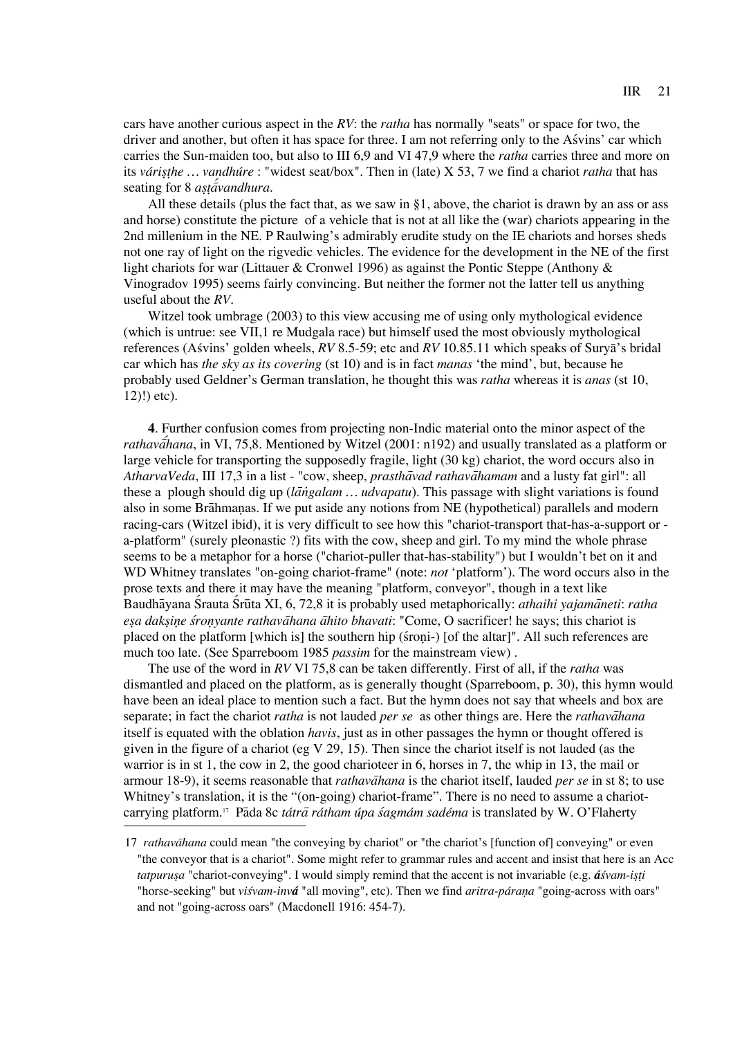cars have another curious aspect in the *RV*: the *ratha* has normally "seats" or space for two, the driver and another, but often it has space for three. I am not referring only to the Aśvins' car which carries the Sun-maiden too, but also to III 6,9 and VI 47,9 where the *ratha* carries three and more on its *váriṣṭhe … vandhúre* : "widest seat/box". Then in (late) X 53, 7 we find a chariot *ratha* that has seating for 8 *aṣṭā́vandhura*.

All these details (plus the fact that, as we saw in §1, above, the chariot is drawn by an ass or ass and horse) constitute the picture of a vehicle that is not at all like the (war) chariots appearing in the 2nd millenium in the NE. P Raulwing's admirably erudite study on the IE chariots and horses sheds not one ray of light on the rigvedic vehicles. The evidence for the development in the NE of the first light chariots for war (Littauer & Cronwel 1996) as against the Pontic Steppe (Anthony & Vinogradov 1995) seems fairly convincing. But neither the former not the latter tell us anything useful about the *RV*.

Witzel took umbrage (2003) to this view accusing me of using only mythological evidence (which is untrue: see VII,1 re Mudgala race) but himself used the most obviously mythological references (Aśvins' golden wheels, *RV* 8.5-59; etc and *RV* 10.85.11 which speaks of Suryā's bridal car which has *the sky as its covering* (st 10) and is in fact *manas* 'the mind', but, because he probably used Geldner's German translation, he thought this was *ratha* whereas it is *anas* (st 10, 12)!) etc).

**4**. Further confusion comes from projecting non-Indic material onto the minor aspect of the *rathavā́hana*, in VI, 75,8. Mentioned by Witzel (2001: n192) and usually translated as a platform or large vehicle for transporting the supposedly fragile, light (30 kg) chariot, the word occurs also in *AtharvaVeda*, III 17,3 in a list - "cow, sheep, *prasthāvad rathavāhamam* and a lusty fat girl": all these a plough should dig up (*lāṅgalam … udvapatu*). This passage with slight variations is found also in some Brāhmaṇas. If we put aside any notions from NE (hypothetical) parallels and modern racing-cars (Witzel ibid), it is very difficult to see how this "chariot-transport that-has-a-support or -a-platform" (surely pleonastic ?) fits with the cow, sheep and girl. To my mind the whole phrase seems to be a metaphor for a horse ("chariot-puller that-has-stability") but I wouldn't bet on it and WD Whitney translates "on-going chariot-frame" (note: *not* 'platform'). The word occurs also in the prose texts and there it may have the meaning "platform, conveyor", though in a text like Baudhāyana Śrauta Śrūta XI, 6, 72,8 it is probably used metaphorically: *athaihi yajamāneti*: *ratha eṣa dakṣiṇe śroṇyante rathavāhana āhito bhavati*: "Come, O sacrificer! he says; this chariot is placed on the platform [which is] the southern hip (śroṇi-) [of the altar]". All such references are much too late. (See Sparreboom 1985 *passim* for the mainstream view) .

The use of the word in *RV* VI 75,8 can be taken differently. First of all, if the *ratha* was dismantled and placed on the platform, as is generally thought (Sparreboom, p. 30), this hymn would have been an ideal place to mention such a fact. But the hymn does not say that wheels and box are separate; in fact the chariot *ratha* is not lauded *per se* as other things are. Here the *rathavāhana* itself is equated with the oblation *havis*, just as in other passages the hymn or thought offered is given in the figure of a chariot (eg V 29, 15). Then since the chariot itself is not lauded (as the warrior is in st 1, the cow in 2, the good charioteer in 6, horses in 7, the whip in 13, the mail or armour 18-9), it seems reasonable that *rathavāhana* is the chariot itself, lauded *per se* in st 8; to use Whitney's translation, it is the "(on-going) chariot-frame". There is no need to assume a chariot-carrying platform.[17] Pāda 8c *tátrā rátham úpa śagmáṃ sadéma* is translated by W. O'Flaherty

17 *rathavāhana* could mean "the conveying by chariot" or "the chariot's [function of] conveying" or even "the conveyor that is a chariot". Some might refer to grammar rules and accent and insist that here is an Acc *tatpuruṣa* "chariot-conveying". I would simply remind that the accent is not invariable (e.g. ***á****śvam-iṣṭi* "horse-seeking" but *viśvam-inv****á*** "all moving", etc). Then we find *aritra-páraṇa* "going-across with oars" and not "going-across oars" (Macdonell 1916: 454-7).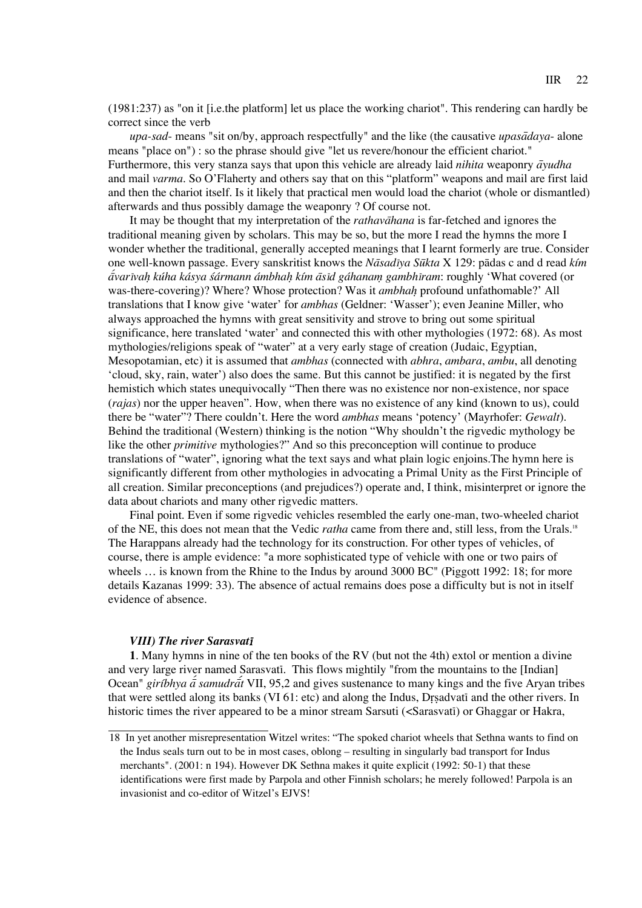(1981:237) as "on it [i.e.the platform] let us place the working chariot". This rendering can hardly be correct since the verb

*upa-sad-* means "sit on/by, approach respectfully" and the like (the causative *upasādaya-* alone means "place on") : so the phrase should give "let us revere/honour the efficient chariot." Furthermore, this very stanza says that upon this vehicle are already laid *nihita* weaponry *āyudha* and mail *varma*. So O'Flaherty and others say that on this "platform" weapons and mail are first laid and then the chariot itself. Is it likely that practical men would load the chariot (whole or dismantled) afterwards and thus possibly damage the weaponry ? Of course not.

It may be thought that my interpretation of the *rathavāhana* is far-fetched and ignores the traditional meaning given by scholars. This may be so, but the more I read the hymns the more I wonder whether the traditional, generally accepted meanings that I learnt formerly are true. Consider one well-known passage. Every sanskritist knows the *Nāsadīya Sūkta* X 129: pādas c and d read *kím ā́varīvaḥ kúha kásya śármann ámbhaḥ kím āsīd gáhanaṃ gambhīram*: roughly 'What covered (or was-there-covering)? Where? Whose protection? Was it *ambhaḥ* profound unfathomable?' All translations that I know give 'water' for *ambhas* (Geldner: 'Wasser'); even Jeanine Miller, who always approached the hymns with great sensitivity and strove to bring out some spiritual significance, here translated 'water' and connected this with other mythologies (1972: 68). As most mythologies/religions speak of "water" at a very early stage of creation (Judaic, Egyptian, Mesopotamian, etc) it is assumed that *ambhas* (connected with *abhra*, *ambara*, *ambu*, all denoting 'cloud, sky, rain, water') also does the same. But this cannot be justified: it is negated by the first hemistich which states unequivocally "Then there was no existence nor non-existence, nor space (*rajas*) nor the upper heaven". How, when there was no existence of any kind (known to us), could there be "water"? There couldn't. Here the word *ambhas* means 'potency' (Mayrhofer: *Gewalt*). Behind the traditional (Western) thinking is the notion "Why shouldn't the rigvedic mythology be like the other *primitive* mythologies?" And so this preconception will continue to produce translations of "water", ignoring what the text says and what plain logic enjoins.The hymn here is significantly different from other mythologies in advocating a Primal Unity as the First Principle of all creation. Similar preconceptions (and prejudices?) operate and, I think, misinterpret or ignore the data about chariots and many other rigvedic matters.

Final point. Even if some rigvedic vehicles resembled the early one-man, two-wheeled chariot of the NE, this does not mean that the Vedic *ratha* came from there and, still less, from the Urals.[18] The Harappans already had the technology for its construction. For other types of vehicles, of course, there is ample evidence: "a more sophisticated type of vehicle with one or two pairs of wheels … is known from the Rhine to the Indus by around 3000 BC" (Piggott 1992: 18; for more details Kazanas 1999: 33). The absence of actual remains does pose a difficulty but is not in itself evidence of absence.

### VIII) The river Sarasvatī

**1**. Many hymns in nine of the ten books of the RV (but not the 4th) extol or mention a divine and very large river named Sarasvatī. This flows mightily "from the mountains to the [Indian] Ocean" *giríbhya ā́ samudrā́t* VII, 95,2 and gives sustenance to many kings and the five Aryan tribes that were settled along its banks (VI 61: etc) and along the Indus, Dṛṣadvatī and the other rivers. In historic times the river appeared to be a minor stream Sarsuti (<Sarasvatī) or Ghaggar or Hakra,

---

18 In yet another misrepresentation Witzel writes: "The spoked chariot wheels that Sethna wants to find on the Indus seals turn out to be in most cases, oblong – resulting in singularly bad transport for Indus merchants". (2001: n 194). However DK Sethna makes it quite explicit (1992: 50-1) that these identifications were first made by Parpola and other Finnish scholars; he merely followed! Parpola is an invasionist and co-editor of Witzel's EJVS!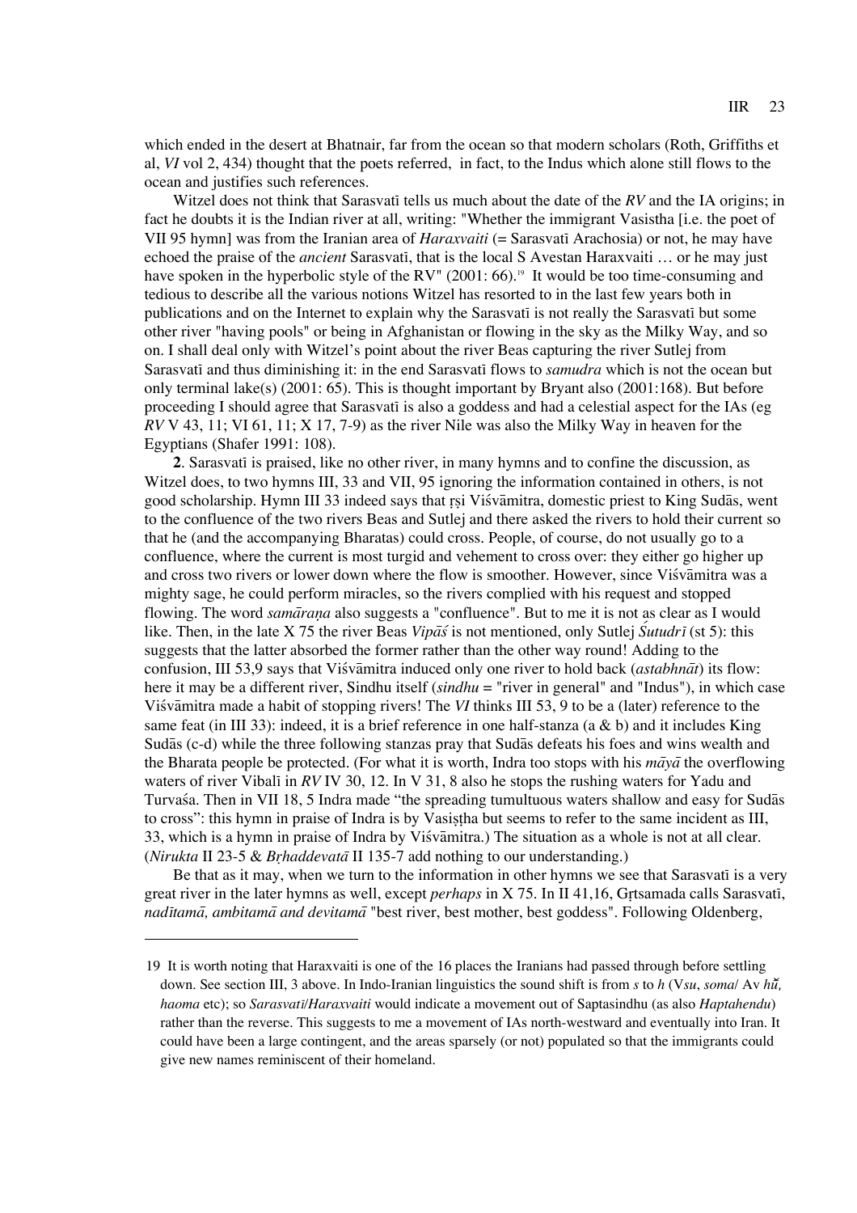which ended in the desert at Bhatnair, far from the ocean so that modern scholars (Roth, Griffiths et al, *VI* vol 2, 434) thought that the poets referred, in fact, to the Indus which alone still flows to the ocean and justifies such references.

Witzel does not think that Sarasvatī tells us much about the date of the *RV* and the IA origins; in fact he doubts it is the Indian river at all, writing: "Whether the immigrant Vasistha [i.e. the poet of VII 95 hymn] was from the Iranian area of *Haraxvaiti* (= Sarasvatī Arachosia) or not, he may have echoed the praise of the *ancient* Sarasvatī, that is the local S Avestan Haraxvaiti … or he may just have spoken in the hyperbolic style of the RV" (2001: 66).[19] It would be too time-consuming and tedious to describe all the various notions Witzel has resorted to in the last few years both in publications and on the Internet to explain why the Sarasvatī is not really the Sarasvatī but some other river "having pools" or being in Afghanistan or flowing in the sky as the Milky Way, and so on. I shall deal only with Witzel's point about the river Beas capturing the river Sutlej from Sarasvatī and thus diminishing it: in the end Sarasvatī flows to *samudra* which is not the ocean but only terminal lake(s) (2001: 65). This is thought important by Bryant also (2001:168). But before proceeding I should agree that Sarasvatī is also a goddess and had a celestial aspect for the IAs (eg *RV* V 43, 11; VI 61, 11; X 17, 7-9) as the river Nile was also the Milky Way in heaven for the Egyptians (Shafer 1991: 108).

**2**. Sarasvatī is praised, like no other river, in many hymns and to confine the discussion, as Witzel does, to two hymns III, 33 and VII, 95 ignoring the information contained in others, is not good scholarship. Hymn III 33 indeed says that ṛṣi Viśvāmitra, domestic priest to King Sudās, went to the confluence of the two rivers Beas and Sutlej and there asked the rivers to hold their current so that he (and the accompanying Bharatas) could cross. People, of course, do not usually go to a confluence, where the current is most turgid and vehement to cross over: they either go higher up and cross two rivers or lower down where the flow is smoother. However, since Viśvāmitra was a mighty sage, he could perform miracles, so the rivers complied with his request and stopped flowing. The word *samāraṇa* also suggests a "confluence". But to me it is not as clear as I would like. Then, in the late X 75 the river Beas *Vipāś* is not mentioned, only Sutlej *Śutudrī* (st 5): this suggests that the latter absorbed the former rather than the other way round! Adding to the confusion, III 53,9 says that Viśvāmitra induced only one river to hold back (*astabhnāt*) its flow: here it may be a different river, Sindhu itself (*sindhu* = "river in general" and "Indus"), in which case Viśvāmitra made a habit of stopping rivers! The *VI* thinks III 53, 9 to be a (later) reference to the same feat (in III 33): indeed, it is a brief reference in one half-stanza (a & b) and it includes King Sudās (c-d) while the three following stanzas pray that Sudās defeats his foes and wins wealth and the Bharata people be protected. (For what it is worth, Indra too stops with his *māyā* the overflowing waters of river Vibalī in *RV* IV 30, 12. In V 31, 8 also he stops the rushing waters for Yadu and Turvaśa. Then in VII 18, 5 Indra made "the spreading tumultuous waters shallow and easy for Sudās to cross": this hymn in praise of Indra is by Vasiṣṭha but seems to refer to the same incident as III, 33, which is a hymn in praise of Indra by Viśvāmitra.) The situation as a whole is not at all clear. (*Nirukta* II 23-5 & *Bṛhaddevatā* II 135-7 add nothing to our understanding.)

Be that as it may, when we turn to the information in other hymns we see that Sarasvatī is a very great river in the later hymns as well, except *perhaps* in X 75. In II 41,16, Gṛtsamada calls Sarasvatī, *nadītamā, ambitamā and devitamā* "best river, best mother, best goddess". Following Oldenberg,

---

19 It is worth noting that Haraxvaiti is one of the 16 places the Iranians had passed through before settling down. See section III, 3 above. In Indo-Iranian linguistics the sound shift is from *s* to *h* (V*su*, *soma*/ Av *hŭ*, *haoma* etc); so *Sarasvatī*/*Haraxvaiti* would indicate a movement out of Saptasindhu (as also *Haptahendu*) rather than the reverse. This suggests to me a movement of IAs north-westward and eventually into Iran. It could have been a large contingent, and the areas sparsely (or not) populated so that the immigrants could give new names reminiscent of their homeland.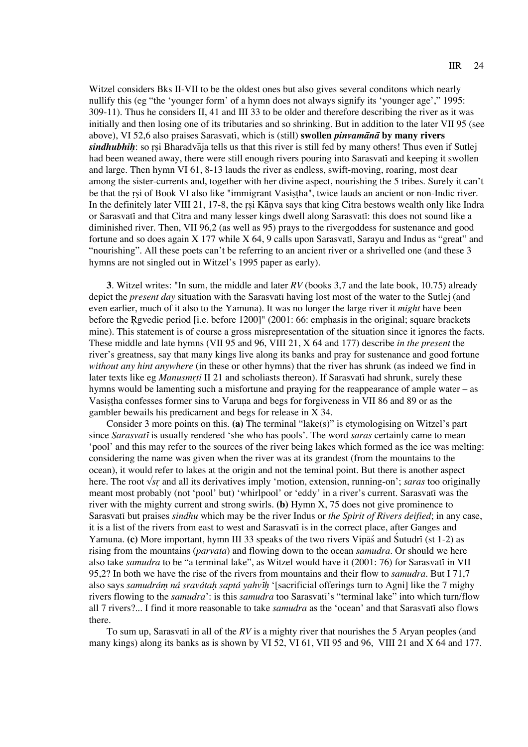Witzel considers Bks II-VII to be the oldest ones but also gives several conditons which nearly nullify this (eg "the 'younger form' of a hymn does not always signify its 'younger age'," 1995: 309-11). Thus he considers II, 41 and III 33 to be older and therefore describing the river as it was initially and then losing one of its tributaries and so shrinking. But in addition to the later VII 95 (see above), VI 52,6 also praises Sarasvatī, which is (still) **swollen *pinvamānā* by many rivers *sindhubhiḥ***: so ṛṣi Bharadvāja tells us that this river is still fed by many others! Thus even if Sutlej had been weaned away, there were still enough rivers pouring into Sarasvatī and keeping it swollen and large. Then hymn VI 61, 8-13 lauds the river as endless, swift-moving, roaring, most dear among the sister-currents and, together with her divine aspect, nourishing the 5 tribes. Surely it can't be that the ṛṣi of Book VI also like "immigrant Vasiṣṭha", twice lauds an ancient or non-Indic river. In the definitely later VIII 21, 17-8, the ṛṣi Kāṇva says that king Citra bestows wealth only like Indra or Sarasvatī and that Citra and many lesser kings dwell along Sarasvatī: this does not sound like a diminished river. Then, VII 96,2 (as well as 95) prays to the rivergoddess for sustenance and good fortune and so does again X 177 while X 64, 9 calls upon Sarasvatī, Sarayu and Indus as "great" and "nourishing". All these poets can't be referring to an ancient river or a shrivelled one (and these 3 hymns are not singled out in Witzel's 1995 paper as early).

**3**. Witzel writes: "In sum, the middle and later *RV* (books 3,7 and the late book, 10.75) already depict the *present day* situation with the Sarasvatī having lost most of the water to the Sutlej (and even earlier, much of it also to the Yamuna). It was no longer the large river it *might* have been before the Ṛgvedic period [i.e. before 1200]" (2001: 66: emphasis in the original; square brackets mine). This statement is of course a gross misrepresentation of the situation since it ignores the facts. These middle and late hymns (VII 95 and 96, VIII 21, X 64 and 177) describe *in the present* the river's greatness, say that many kings live along its banks and pray for sustenance and good fortune *without any hint anywhere* (in these or other hymns) that the river has shrunk (as indeed we find in later texts like eg *Manusmṛti* II 21 and scholiasts thereon). If Sarasvatī had shrunk, surely these hymns would be lamenting such a misfortune and praying for the reappearance of ample water – as Vasiṣṭha confesses former sins to Varuṇa and begs for forgiveness in VII 86 and 89 or as the gambler bewails his predicament and begs for release in X 34.

Consider 3 more points on this. **(a)** The terminal "lake(s)" is etymologising on Witzel's part since *Sarasvatī* is usually rendered 'she who has pools'. The word *saras* certainly came to mean 'pool' and this may refer to the sources of the river being lakes which formed as the ice was melting: considering the name was given when the river was at its grandest (from the mountains to the ocean), it would refer to lakes at the origin and not the teminal point. But there is another aspect here. The root √*sṛ* and all its derivatives imply 'motion, extension, running-on'; *saras* too originally meant most probably (not 'pool' but) 'whirlpool' or 'eddy' in a river's current. Sarasvatī was the river with the mighty current and strong swirls. **(b)** Hymn X, 75 does not give prominence to Sarasvatī but praises *sindhu* which may be the river Indus or *the Spirit of Rivers deified*; in any case, it is a list of the rivers from east to west and Sarasvatī is in the correct place, after Ganges and Yamuna. **(c)** More important, hymn III 33 speaks of the two rivers Vipāś and Śutudrī (st 1-2) as rising from the mountains (*parvata*) and flowing down to the ocean *samudra*. Or should we here also take *samudra* to be "a terminal lake", as Witzel would have it (2001: 76) for Sarasvatī in VII 95,2? In both we have the rise of the rivers from mountains and their flow to *samudra*. But I 71,7 also says *samudrám ná sravátaḥ saptá yahvīḥ* '[sacrificial offerings turn to Agni] like the 7 mighy rivers flowing to the *samudra*': is this *samudra* too Sarasvatī's "terminal lake" into which turn/flow all 7 rivers?... I find it more reasonable to take *samudra* as the 'ocean' and that Sarasvatī also flows there.

To sum up, Sarasvatī in all of the *RV* is a mighty river that nourishes the 5 Aryan peoples (and many kings) along its banks as is shown by VI 52, VI 61, VII 95 and 96, VIII 21 and X 64 and 177.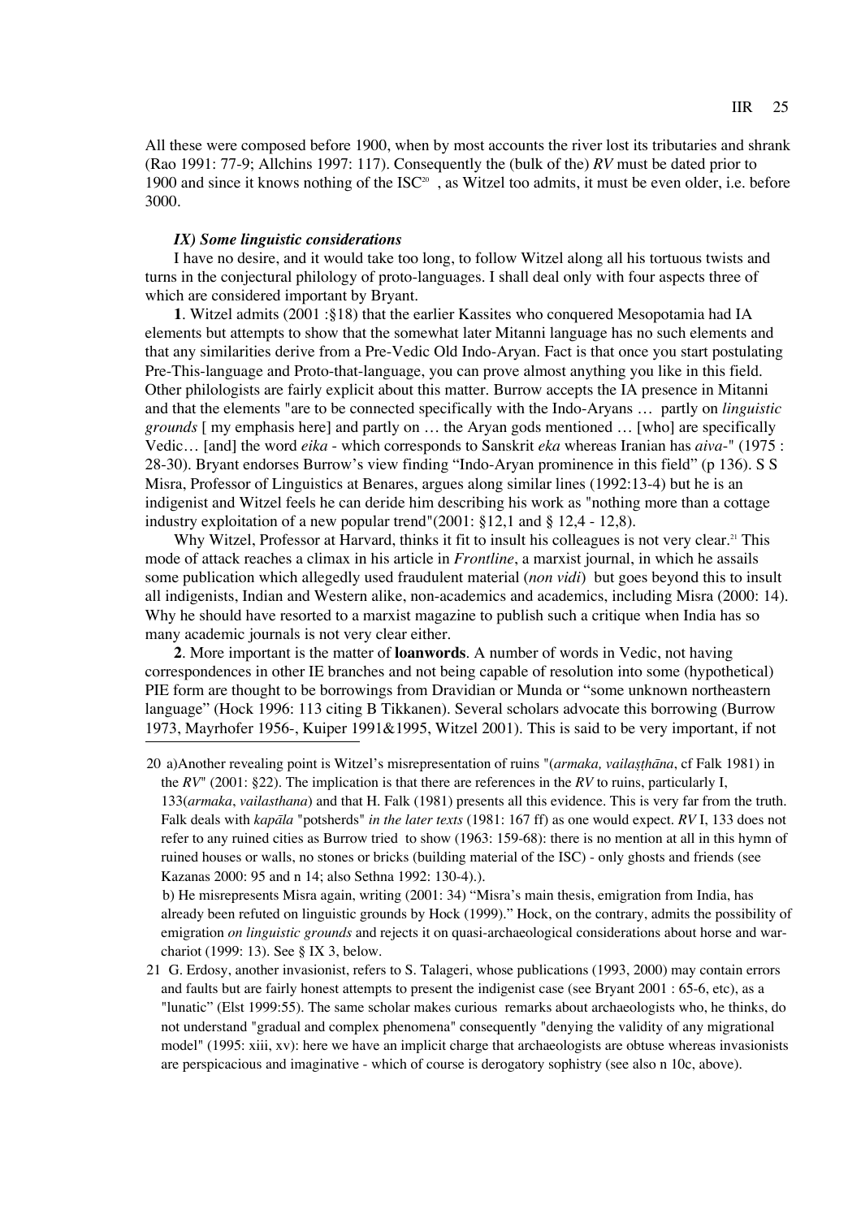All these were composed before 1900, when by most accounts the river lost its tributaries and shrank (Rao 1991: 77-9; Allchins 1997: 117). Consequently the (bulk of the) *RV* must be dated prior to 1900 and since it knows nothing of the ISC[20] , as Witzel too admits, it must be even older, i.e. before 3000.

### *IX) Some linguistic considerations*

I have no desire, and it would take too long, to follow Witzel along all his tortuous twists and turns in the conjectural philology of proto-languages. I shall deal only with four aspects three of which are considered important by Bryant.

**1**. Witzel admits (2001 :§18) that the earlier Kassites who conquered Mesopotamia had IA elements but attempts to show that the somewhat later Mitanni language has no such elements and that any similarities derive from a Pre-Vedic Old Indo-Aryan. Fact is that once you start postulating Pre-This-language and Proto-that-language, you can prove almost anything you like in this field. Other philologists are fairly explicit about this matter. Burrow accepts the IA presence in Mitanni and that the elements "are to be connected specifically with the Indo-Aryans … partly on *linguistic grounds* [ my emphasis here] and partly on … the Aryan gods mentioned … [who] are specifically Vedic… [and] the word *eika* - which corresponds to Sanskrit *eka* whereas Iranian has *aiva-*" (1975 : 28-30). Bryant endorses Burrow's view finding "Indo-Aryan prominence in this field" (p 136). S S Misra, Professor of Linguistics at Benares, argues along similar lines (1992:13-4) but he is an indigenist and Witzel feels he can deride him describing his work as "nothing more than a cottage industry exploitation of a new popular trend"(2001: §12,1 and § 12,4 - 12,8).

Why Witzel, Professor at Harvard, thinks it fit to insult his colleagues is not very clear.[21] This mode of attack reaches a climax in his article in *Frontline*, a marxist journal, in which he assails some publication which allegedly used fraudulent material (*non vidi*) but goes beyond this to insult all indigenists, Indian and Western alike, non-academics and academics, including Misra (2000: 14). Why he should have resorted to a marxist magazine to publish such a critique when India has so many academic journals is not very clear either.

**2**. More important is the matter of **loanwords**. A number of words in Vedic, not having correspondences in other IE branches and not being capable of resolution into some (hypothetical) PIE form are thought to be borrowings from Dravidian or Munda or "some unknown northeastern language" (Hock 1996: 113 citing B Tikkanen). Several scholars advocate this borrowing (Burrow 1973, Mayrhofer 1956-, Kuiper 1991&1995, Witzel 2001). This is said to be very important, if not

---

20 a)Another revealing point is Witzel's misrepresentation of ruins "(*armaka, vailaṣṭhāna*, cf Falk 1981) in the *RV*" (2001: §22). The implication is that there are references in the *RV* to ruins, particularly I, 133(*armaka*, *vailasthana*) and that H. Falk (1981) presents all this evidence. This is very far from the truth. Falk deals with *kapāla* "potsherds" *in the later texts* (1981: 167 ff) as one would expect. *RV* I, 133 does not refer to any ruined cities as Burrow tried to show (1963: 159-68): there is no mention at all in this hymn of ruined houses or walls, no stones or bricks (building material of the ISC) - only ghosts and friends (see Kazanas 2000: 95 and n 14; also Sethna 1992: 130-4).).

b) He misrepresents Misra again, writing (2001: 34) "Misra's main thesis, emigration from India, has already been refuted on linguistic grounds by Hock (1999)." Hock, on the contrary, admits the possibility of emigration *on linguistic grounds* and rejects it on quasi-archaeological considerations about horse and war-chariot (1999: 13). See § IX 3, below.

21 G. Erdosy, another invasionist, refers to S. Talageri, whose publications (1993, 2000) may contain errors and faults but are fairly honest attempts to present the indigenist case (see Bryant 2001 : 65-6, etc), as a "lunatic" (Elst 1999:55). The same scholar makes curious remarks about archaeologists who, he thinks, do not understand "gradual and complex phenomena" consequently "denying the validity of any migrational model" (1995: xiii, xv): here we have an implicit charge that archaeologists are obtuse whereas invasionists are perspicacious and imaginative - which of course is derogatory sophistry (see also n 10c, above).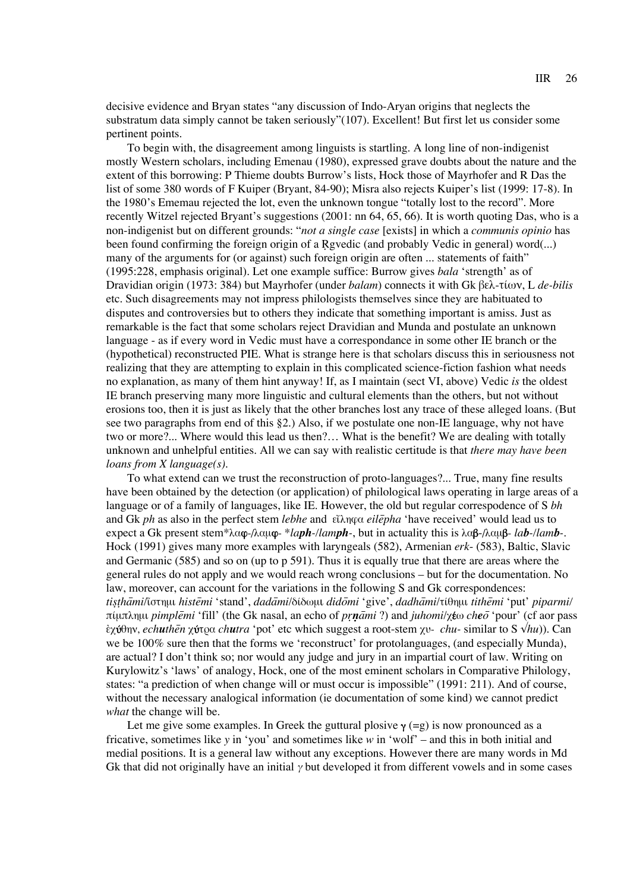decisive evidence and Bryan states "any discussion of Indo-Aryan origins that neglects the substratum data simply cannot be taken seriously"(107). Excellent! But first let us consider some pertinent points.

To begin with, the disagreement among linguists is startling. A long line of non-indigenist mostly Western scholars, including Emenau (1980), expressed grave doubts about the nature and the extent of this borrowing: P Thieme doubts Burrow's lists, Hock those of Mayrhofer and R Das the list of some 380 words of F Kuiper (Bryant, 84-90); Misra also rejects Kuiper's list (1999: 17-8). In the 1980's Ememau rejected the lot, even the unknown tongue "totally lost to the record". More recently Witzel rejected Bryant's suggestions (2001: nn 64, 65, 66). It is worth quoting Das, who is a non-indigenist but on different grounds: "*not a single case* [exists] in which a *communis opinio* has been found confirming the foreign origin of a Ṛgvedic (and probably Vedic in general) word(...) many of the arguments for (or against) such foreign origin are often ... statements of faith" (1995:228, emphasis original). Let one example suffice: Burrow gives *bala* 'strength' as of Dravidian origin (1973: 384) but Mayrhofer (under *balam*) connects it with Gk βελ-τίων, L *de-bilis* etc. Such disagreements may not impress philologists themselves since they are habituated to disputes and controversies but to others they indicate that something important is amiss. Just as remarkable is the fact that some scholars reject Dravidian and Munda and postulate an unknown language - as if every word in Vedic must have a correspondance in some other IE branch or the (hypothetical) reconstructed PIE. What is strange here is that scholars discuss this in seriousness not realizing that they are attempting to explain in this complicated science-fiction fashion what needs no explanation, as many of them hint anyway! If, as I maintain (sect VI, above) Vedic *is* the oldest IE branch preserving many more linguistic and cultural elements than the others, but not without erosions too, then it is just as likely that the other branches lost any trace of these alleged loans. (But see two paragraphs from end of this §2.) Also, if we postulate one non-IE language, why not have two or more?... Where would this lead us then?… What is the benefit? We are dealing with totally unknown and unhelpful entities. All we can say with realistic certitude is that *there may have been loans from X language(s)*.

To what extend can we trust the reconstruction of proto-languages?... True, many fine results have been obtained by the detection (or application) of philological laws operating in large areas of a language or of a family of languages, like IE. However, the old but regular correspodence of S *bh* and Gk *ph* as also in the perfect stem *lebhe* and εἴληφα *eilēpha* 'have received' would lead us to expect a Gk present stem*λα**φ**-/λαμ**φ**- *\*la**ph**-/lam**ph**-*, but in actuality this is λα**β**-/λαμ**β**- *la**b**-/lam**b**-*. Hock (1991) gives many more examples with laryngeals (582), Armenian *erk-* (583), Baltic, Slavic and Germanic (585) and so on (up to p 591). Thus it is equally true that there are areas where the general rules do not apply and we would reach wrong conclusions – but for the documentation. No law, moreover, can account for the variations in the following S and Gk correspondences: *tiṣṭhāmi*/ἵστημι *histēmi* 'stand', *dadāmi*/δίδωμι *didōmi* 'give', *dadhāmi*/τίθημι *tithēmi* 'put' *piparmi*/πίμπλημι *pimplēmi* 'fill' (the Gk nasal, an echo of *pr̥**ṇ**āmi* ?) and *juhomi*/χ**έ**ω *ch**e**ō* 'pour' (cf aor pass ἐχ**ύ**θην, *ech**u**thēn* χ**ύ**τρα *ch**u**tra* 'pot' etc which suggest a root-stem χυ- *chu-* similar to S √*hu*)). Can we be 100% sure then that the forms we 'reconstruct' for protolanguages, (and especially Munda), are actual? I don't think so; nor would any judge and jury in an impartial court of law. Writing on Kurylowitz's 'laws' of analogy, Hock, one of the most eminent scholars in Comparative Philology, states: "a prediction of when change will or must occur is impossible" (1991: 211). And of course, without the necessary analogical information (ie documentation of some kind) we cannot predict *what* the change will be.

Let me give some examples. In Greek the guttural plosive **γ** (=g) is now pronounced as a fricative, sometimes like *y* in 'you' and sometimes like *w* in 'wolf' – and this in both initial and medial positions. It is a general law without any exceptions. However there are many words in Md Gk that did not originally have an initial *γ* but developed it from different vowels and in some cases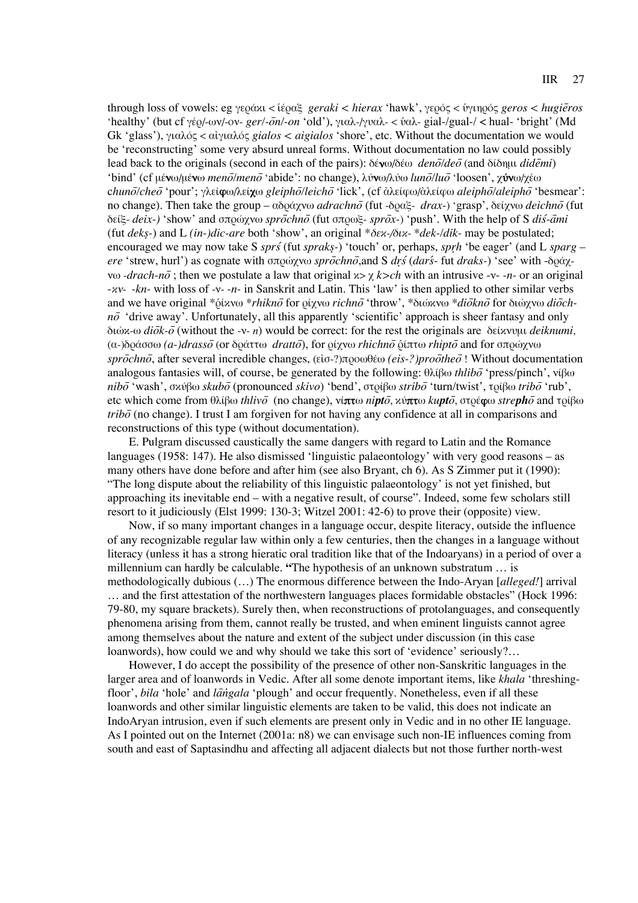through loss of vowels: eg γεράκι < ἱέραξ *geraki* < *hierax* 'hawk', γερός < ὑγιηρός *geros* < *hugiēros* 'healthy' (but cf γέρ/-ων/-ον- *ger*/-*ōn*/-*on* 'old'), γιαλ-/γυαλ- < ὑαλ- gial-/gual-/ < hual- 'bright' (Md Gk 'glass'), γιαλός < αἰγιαλός *gialos* < *aigialos* 'shore', etc. Without the documentation we would be 'reconstructing' some very absurd unreal forms. Without documentation no law could possibly lead back to the originals (second in each of the pairs): δέ**ν**ω/δέω *denō*/*deō* (and δίδημι *didēmi*) 'bind' (cf μέ**ν**ω/μένω *menō*/*menō* 'abide': no change), λύ**ν**ω/λύω *lunō*/*luō* 'loosen', **χύν**ω/χέω c*hunō*/*cheō* 'pour'; γλεί**φ**ω/λεί**χ**ω *gleiphō*/*leichō* 'lick', (cf ἀλείφω/ἀλείφω *aleiphō*/*aleiphō* 'besmear': no change). Then take the group – αδράχνω *adrachnō* (fut -δραξ- *drax*-) 'grasp', δείχνω *deichnō* (fut δείξ- *deix-)* 'show' and σπρώχνω *sprōchnō* (fut σπρωξ- *sprōx*-) 'push'. With the help of S *diś-āmi* (fut *dekṣ*-) and L *(in-)dic-are* both 'show', an original *δεκ-/δικ- *dek-/dik- may be postulated; encouraged we may now take S *sprś* (fut *spraks*-) 'touch' or, perhaps, *spṛh* 'be eager' (and L *sparg – ere* 'strew, hurl') as cognate with σπρώχνω *sprōchnō*,and S *dṛś* (*darś*- fut *draks*-) 'see' with -δράχ-νω *-drach-nō* ; then we postulate a law that original κ> χ *k>ch* with an intrusive -ν- -*n*- or an original -*κν*- *-kn*- with loss of -ν- -*n*- in Sanskrit and Latin. This 'law' is then applied to other similar verbs and we have original *ῥίκνω *rhiknō for ρίχνω *richnō* 'throw', *διώκνω *diōknō for διώχνω *diōch-nō* 'drive away'. Unfortunately, all this apparently 'scientific' approach is sheer fantasy and only διώκ-ω *diōk-ō* (without the -ν- *n*) would be correct: for the rest the originals are δείκνυμι *deiknumi*, (α-)δράσσω *(a-)drassō* (or δράττω *drattō*), for ρίχνω *rhichnō* ῥίπτω *rhiptō* and for σπρώχνω *sprōchnō*, after several incredible changes, (εἰσ-?)προωθέω *(eis-?)proōtheō* ! Without documentation analogous fantasies will, of course, be generated by the following: θλίβω *thlibō* 'press/pinch', νίβω *nibō* 'wash', σκύβω *skubō* (pronounced *skivo*) 'bend', στρίβω *stribō* 'turn/twist', τρίβω *tribō* 'rub', etc which come from θλίβω *thlivō* (no change), νί**πτ**ω *ni**pt**ō*, κύ**πτ**ω *ku**pt**ō*, στρέ**φ**ω *stre**ph**ō* and τρίβω *tribō* (no change). I trust I am forgiven for not having any confidence at all in comparisons and reconstructions of this type (without documentation).

E. Pulgram discussed caustically the same dangers with regard to Latin and the Romance languages (1958: 147). He also dismissed 'linguistic palaeontology' with very good reasons – as many others have done before and after him (see also Bryant, ch 6). As S Zimmer put it (1990): "The long dispute about the reliability of this linguistic palaeontology' is not yet finished, but approaching its inevitable end – with a negative result, of course". Indeed, some few scholars still resort to it judiciously (Elst 1999: 130-3; Witzel 2001: 42-6) to prove their (opposite) view.

Now, if so many important changes in a language occur, despite literacy, outside the influence of any recognizable regular law within only a few centuries, then the changes in a language without literacy (unless it has a strong hieratic oral tradition like that of the Indoaryans) in a period of over a millennium can hardly be calculable. **"**The hypothesis of an unknown substratum … is methodologically dubious (…) The enormous difference between the Indo-Aryan [*alleged!*] arrival … and the first attestation of the northwestern languages places formidable obstacles" (Hock 1996: 79-80, my square brackets). Surely then, when reconstructions of protolanguages, and consequently phenomena arising from them, cannot really be trusted, and when eminent linguists cannot agree among themselves about the nature and extent of the subject under discussion (in this case loanwords), how could we and why should we take this sort of 'evidence' seriously?…

However, I do accept the possibility of the presence of other non-Sanskritic languages in the larger area and of loanwords in Vedic. After all some denote important items, like *khala* 'threshing-floor', *bila* 'hole' and *lāṅgala* 'plough' and occur frequently. Nonetheless, even if all these loanwords and other similar linguistic elements are taken to be valid, this does not indicate an IndoAryan intrusion, even if such elements are present only in Vedic and in no other IE language. As I pointed out on the Internet (2001a: n8) we can envisage such non-IE influences coming from south and east of Saptasindhu and affecting all adjacent dialects but not those further north-west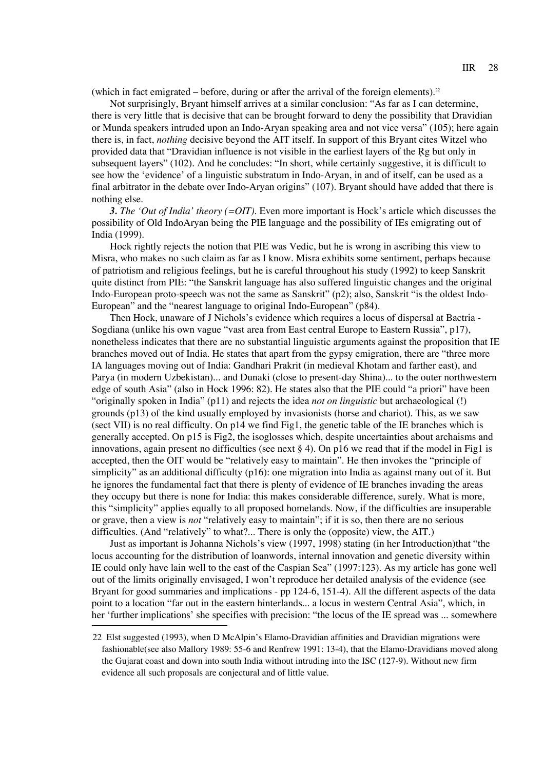(which in fact emigrated – before, during or after the arrival of the foreign elements).[22]

Not surprisingly, Bryant himself arrives at a similar conclusion: "As far as I can determine, there is very little that is decisive that can be brought forward to deny the possibility that Dravidian or Munda speakers intruded upon an Indo-Aryan speaking area and not vice versa" (105); here again there is, in fact, *nothing* decisive beyond the AIT itself. In support of this Bryant cites Witzel who provided data that "Dravidian influence is not visible in the earliest layers of the Ṛg but only in subsequent layers" (102). And he concludes: "In short, while certainly suggestive, it is difficult to see how the 'evidence' of a linguistic substratum in Indo-Aryan, in and of itself, can be used as a final arbitrator in the debate over Indo-Aryan origins" (107). Bryant should have added that there is nothing else.

***3.*** *The 'Out of India' theory (=OIT).* Even more important is Hock's article which discusses the possibility of Old IndoAryan being the PIE language and the possibility of IEs emigrating out of India (1999).

Hock rightly rejects the notion that PIE was Vedic, but he is wrong in ascribing this view to Misra, who makes no such claim as far as I know. Misra exhibits some sentiment, perhaps because of patriotism and religious feelings, but he is careful throughout his study (1992) to keep Sanskrit quite distinct from PIE: "the Sanskrit language has also suffered linguistic changes and the original Indo-European proto-speech was not the same as Sanskrit" (p2); also, Sanskrit "is the oldest Indo-European" and the "nearest language to original Indo-European" (p84).

Then Hock, unaware of J Nichols's evidence which requires a locus of dispersal at Bactria - Sogdiana (unlike his own vague "vast area from East central Europe to Eastern Russia", p17), nonetheless indicates that there are no substantial linguistic arguments against the proposition that IE branches moved out of India. He states that apart from the gypsy emigration, there are "three more IA languages moving out of India: Gandhari Prakrit (in medieval Khotam and farther east), and Parya (in modern Uzbekistan)... and Dunaki (close to present-day Shina)... to the outer northwestern edge of south Asia" (also in Hock 1996: 82). He states also that the PIE could "a priori" have been "originally spoken in India" (p11) and rejects the idea *not on linguistic* but archaeological (!) grounds (p13) of the kind usually employed by invasionists (horse and chariot). This, as we saw (sect VII) is no real difficulty. On p14 we find Fig1, the genetic table of the IE branches which is generally accepted. On p15 is Fig2, the isoglosses which, despite uncertainties about archaisms and innovations, again present no difficulties (see next § 4). On p16 we read that if the model in Fig1 is accepted, then the OIT would be "relatively easy to maintain". He then invokes the "principle of simplicity" as an additional difficulty (p16): one migration into India as against many out of it. But he ignores the fundamental fact that there is plenty of evidence of IE branches invading the areas they occupy but there is none for India: this makes considerable difference, surely. What is more, this "simplicity" applies equally to all proposed homelands. Now, if the difficulties are insuperable or grave, then a view is *not* "relatively easy to maintain"; if it is so, then there are no serious difficulties. (And "relatively" to what?... There is only the (opposite) view, the AIT.)

Just as important is Johanna Nichols's view (1997, 1998) stating (in her Introduction)that "the locus accounting for the distribution of loanwords, internal innovation and genetic diversity within IE could only have lain well to the east of the Caspian Sea" (1997:123). As my article has gone well out of the limits originally envisaged, I won't reproduce her detailed analysis of the evidence (see Bryant for good summaries and implications - pp 124-6, 151-4). All the different aspects of the data point to a location "far out in the eastern hinterlands... a locus in western Central Asia", which, in her 'further implications' she specifies with precision: "the locus of the IE spread was ... somewhere

---

22 Elst suggested (1993), when D McAlpin's Elamo-Dravidian affinities and Dravidian migrations were fashionable(see also Mallory 1989: 55-6 and Renfrew 1991: 13-4), that the Elamo-Dravidians moved along the Gujarat coast and down into south India without intruding into the ISC (127-9). Without new firm evidence all such proposals are conjectural and of little value.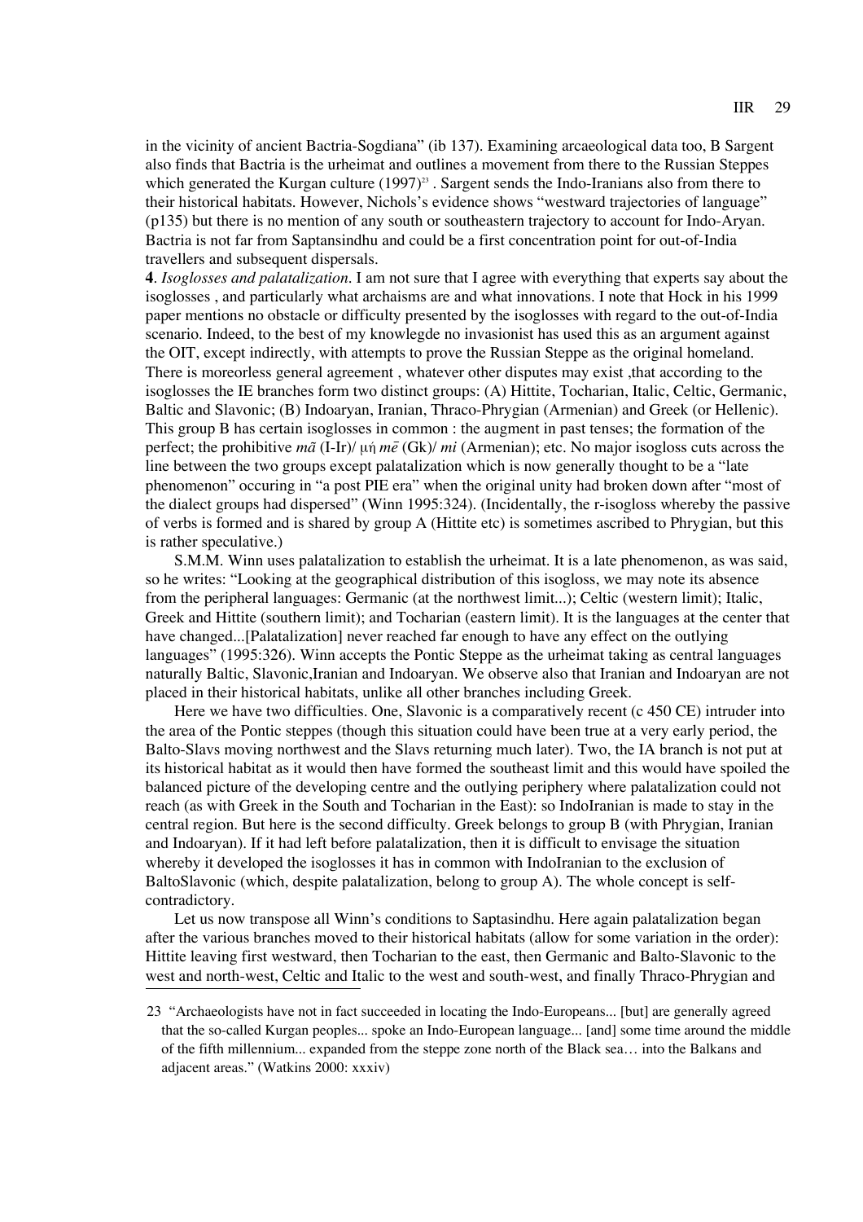in the vicinity of ancient Bactria-Sogdiana" (ib 137). Examining arcaeological data too, B Sargent also finds that Bactria is the urheimat and outlines a movement from there to the Russian Steppes which generated the Kurgan culture (1997)[23] . Sargent sends the Indo-Iranians also from there to their historical habitats. However, Nichols's evidence shows "westward trajectories of language" (p135) but there is no mention of any south or southeastern trajectory to account for Indo-Aryan. Bactria is not far from Saptansindhu and could be a first concentration point for out-of-India travellers and subsequent dispersals.

**4**. *Isoglosses and palatalization*. I am not sure that I agree with everything that experts say about the isoglosses , and particularly what archaisms are and what innovations. I note that Hock in his 1999 paper mentions no obstacle or difficulty presented by the isoglosses with regard to the out-of-India scenario. Indeed, to the best of my knowlegde no invasionist has used this as an argument against the OIT, except indirectly, with attempts to prove the Russian Steppe as the original homeland. There is moreorless general agreement , whatever other disputes may exist ,that according to the isoglosses the IE branches form two distinct groups: (A) Hittite, Tocharian, Italic, Celtic, Germanic, Baltic and Slavonic; (B) Indoaryan, Iranian, Thraco-Phrygian (Armenian) and Greek (or Hellenic). This group B has certain isoglosses in common : the augment in past tenses; the formation of the perfect; the prohibitive *mā* (I-Ir)/ μή *mē* (Gk)/ *mi* (Armenian); etc. No major isogloss cuts across the line between the two groups except palatalization which is now generally thought to be a "late phenomenon" occuring in "a post PIE era" when the original unity had broken down after "most of the dialect groups had dispersed" (Winn 1995:324). (Incidentally, the r-isogloss whereby the passive of verbs is formed and is shared by group A (Hittite etc) is sometimes ascribed to Phrygian, but this is rather speculative.)

S.M.M. Winn uses palatalization to establish the urheimat. It is a late phenomenon, as was said, so he writes: "Looking at the geographical distribution of this isogloss, we may note its absence from the peripheral languages: Germanic (at the northwest limit...); Celtic (western limit); Italic, Greek and Hittite (southern limit); and Tocharian (eastern limit). It is the languages at the center that have changed...[Palatalization] never reached far enough to have any effect on the outlying languages" (1995:326). Winn accepts the Pontic Steppe as the urheimat taking as central languages naturally Baltic, Slavonic,Iranian and Indoaryan. We observe also that Iranian and Indoaryan are not placed in their historical habitats, unlike all other branches including Greek.

Here we have two difficulties. One, Slavonic is a comparatively recent (c 450 CE) intruder into the area of the Pontic steppes (though this situation could have been true at a very early period, the Balto-Slavs moving northwest and the Slavs returning much later). Two, the IA branch is not put at its historical habitat as it would then have formed the southeast limit and this would have spoiled the balanced picture of the developing centre and the outlying periphery where palatalization could not reach (as with Greek in the South and Tocharian in the East): so IndoIranian is made to stay in the central region. But here is the second difficulty. Greek belongs to group B (with Phrygian, Iranian and Indoaryan). If it had left before palatalization, then it is difficult to envisage the situation whereby it developed the isoglosses it has in common with IndoIranian to the exclusion of BaltoSlavonic (which, despite palatalization, belong to group A). The whole concept is self-contradictory.

Let us now transpose all Winn's conditions to Saptasindhu. Here again palatalization began after the various branches moved to their historical habitats (allow for some variation in the order): Hittite leaving first westward, then Tocharian to the east, then Germanic and Balto-Slavonic to the west and north-west, Celtic and Italic to the west and south-west, and finally Thraco-Phrygian and

---

23 "Archaeologists have not in fact succeeded in locating the Indo-Europeans... [but] are generally agreed that the so-called Kurgan peoples... spoke an Indo-European language... [and] some time around the middle of the fifth millennium... expanded from the steppe zone north of the Black sea… into the Balkans and adjacent areas." (Watkins 2000: xxxiv)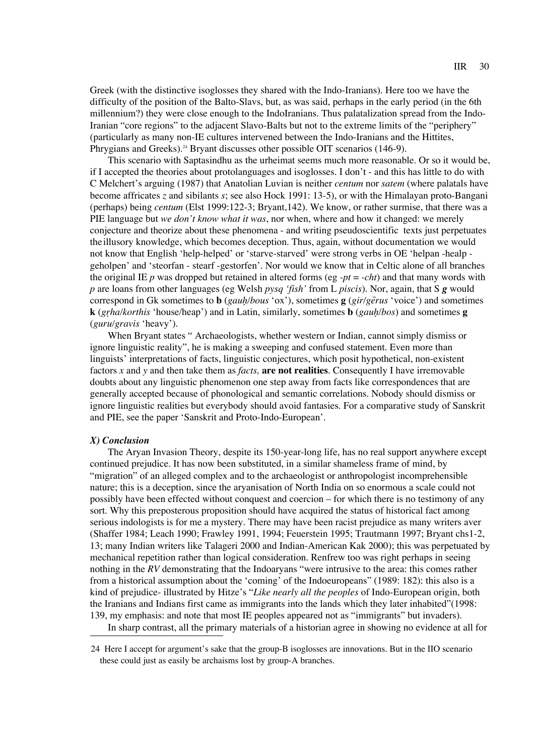Greek (with the distinctive isoglosses they shared with the Indo-Iranians). Here too we have the difficulty of the position of the Balto-Slavs, but, as was said, perhaps in the early period (in the 6th millennium?) they were close enough to the IndoIranians. Thus palatalization spread from the Indo-Iranian "core regions" to the adjacent Slavo-Balts but not to the extreme limits of the "periphery" (particularly as many non-IE cultures intervened between the Indo-Iranians and the Hittites, Phrygians and Greeks).[24] Bryant discusses other possible OIT scenarios (146-9).

This scenario with Saptasindhu as the urheimat seems much more reasonable. Or so it would be, if I accepted the theories about protolanguages and isoglosses. I don't - and this has little to do with C Melchert's arguing (1987) that Anatolian Luvian is neither *centum* nor *satem* (where palatals have become affricates *z* and sibilants *s*; see also Hock 1991: 13-5), or with the Himalayan proto-Bangani (perhaps) being *centum* (Elst 1999:122-3; Bryant,142). We know, or rather surmise, that there was a PIE language but *we don't know what it was*, nor when, where and how it changed: we merely conjecture and theorize about these phenomena - and writing pseudoscientific texts just perpetuates the illusory knowledge, which becomes deception. Thus, again, without documentation we would not know that English 'help-helped' or 'starve-starved' were strong verbs in OE 'helpan -healp - geholpen' and 'steorfan - stearf -gestorfen'. Nor would we know that in Celtic alone of all branches the original IE *p* was dropped but retained in altered forms (eg *-pt* = *-cht*) and that many words with *p* are loans from other languages (eg Welsh *pysq 'fish'* from L *piscis*). Nor, again, that S ***g*** would correspond in Gk sometimes to **b** (*gauḥ*/*bous* 'ox'), sometimes **g** (*gir*/*gērus* 'voice') and sometimes **k** (*gṛha*/*korthis* 'house/heap') and in Latin, similarly, sometimes **b** (*gauḥ*/*bos*) and sometimes **g** (*guru*/*gravis* 'heavy').

When Bryant states " Archaeologists, whether western or Indian, cannot simply dismiss or ignore linguistic reality", he is making a sweeping and confused statement. Even more than linguists' interpretations of facts, linguistic conjectures, which posit hypothetical, non-existent factors *x* and *y* and then take them as *facts,* **are not realities**. Consequently I have irremovable doubts about any linguistic phenomenon one step away from facts like correspondences that are generally accepted because of phonological and semantic correlations. Nobody should dismiss or ignore linguistic realities but everybody should avoid fantasies. For a comparative study of Sanskrit and PIE, see the paper 'Sanskrit and Proto-Indo-European'.

### *X) Conclusion*

The Aryan Invasion Theory, despite its 150-year-long life, has no real support anywhere except continued prejudice. It has now been substituted, in a similar shameless frame of mind, by "migration" of an alleged complex and to the archaeologist or anthropologist incomprehensible nature; this is a deception, since the aryanisation of North India on so enormous a scale could not possibly have been effected without conquest and coercion – for which there is no testimony of any sort. Why this preposterous proposition should have acquired the status of historical fact among serious indologists is for me a mystery. There may have been racist prejudice as many writers aver (Shaffer 1984; Leach 1990; Frawley 1991, 1994; Feuerstein 1995; Trautmann 1997; Bryant chs1-2, 13; many Indian writers like Talageri 2000 and Indian-American Kak 2000); this was perpetuated by mechanical repetition rather than logical consideration. Renfrew too was right perhaps in seeing nothing in the *RV* demonstrating that the Indoaryans "were intrusive to the area: this comes rather from a historical assumption about the 'coming' of the Indoeuropeans" (1989: 182): this also is a kind of prejudice- illustrated by Hitze's "*Like nearly all the peoples* of Indo-European origin, both the Iranians and Indians first came as immigrants into the lands which they later inhabited"(1998: 139, my emphasis: and note that most IE peoples appeared not as "immigrants" but invaders).

In sharp contrast, all the primary materials of a historian agree in showing no evidence at all for

---

24 Here I accept for argument's sake that the group-B isoglosses are innovations. But in the IIO scenario these could just as easily be archaisms lost by group-A branches.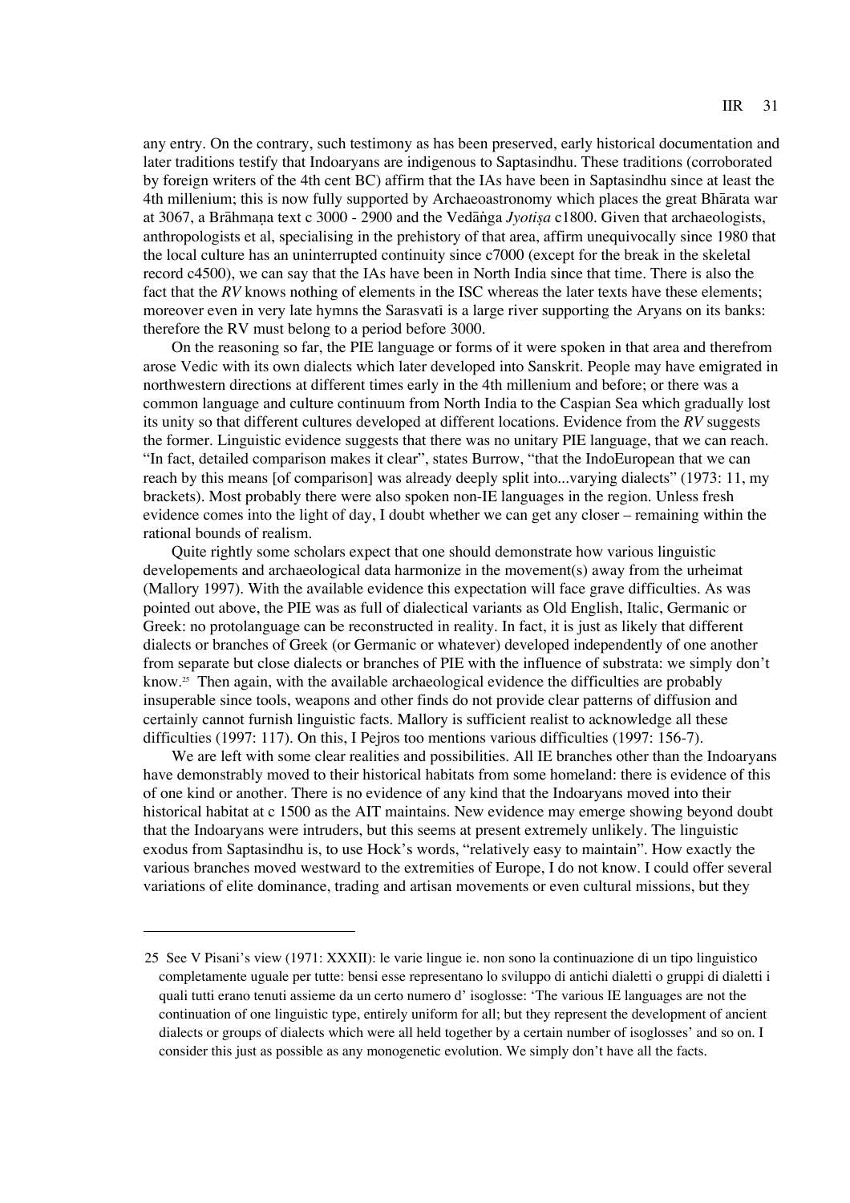any entry. On the contrary, such testimony as has been preserved, early historical documentation and later traditions testify that Indoaryans are indigenous to Saptasindhu. These traditions (corroborated by foreign writers of the 4th cent BC) affirm that the IAs have been in Saptasindhu since at least the 4th millenium; this is now fully supported by Archaeoastronomy which places the great Bhārata war at 3067, a Brāhmaṇa text c 3000 - 2900 and the Vedāṅga *Jyotiṣa* c1800. Given that archaeologists, anthropologists et al, specialising in the prehistory of that area, affirm unequivocally since 1980 that the local culture has an uninterrupted continuity since c7000 (except for the break in the skeletal record c4500), we can say that the IAs have been in North India since that time. There is also the fact that the *RV* knows nothing of elements in the ISC whereas the later texts have these elements; moreover even in very late hymns the Sarasvatī is a large river supporting the Aryans on its banks: therefore the RV must belong to a period before 3000.

On the reasoning so far, the PIE language or forms of it were spoken in that area and therefrom arose Vedic with its own dialects which later developed into Sanskrit. People may have emigrated in northwestern directions at different times early in the 4th millenium and before; or there was a common language and culture continuum from North India to the Caspian Sea which gradually lost its unity so that different cultures developed at different locations. Evidence from the *RV* suggests the former. Linguistic evidence suggests that there was no unitary PIE language, that we can reach. "In fact, detailed comparison makes it clear", states Burrow, "that the IndoEuropean that we can reach by this means [of comparison] was already deeply split into...varying dialects" (1973: 11, my brackets). Most probably there were also spoken non-IE languages in the region. Unless fresh evidence comes into the light of day, I doubt whether we can get any closer – remaining within the rational bounds of realism.

Quite rightly some scholars expect that one should demonstrate how various linguistic developements and archaeological data harmonize in the movement(s) away from the urheimat (Mallory 1997). With the available evidence this expectation will face grave difficulties. As was pointed out above, the PIE was as full of dialectical variants as Old English, Italic, Germanic or Greek: no protolanguage can be reconstructed in reality. In fact, it is just as likely that different dialects or branches of Greek (or Germanic or whatever) developed independently of one another from separate but close dialects or branches of PIE with the influence of substrata: we simply don't know.[25] Then again, with the available archaeological evidence the difficulties are probably insuperable since tools, weapons and other finds do not provide clear patterns of diffusion and certainly cannot furnish linguistic facts. Mallory is sufficient realist to acknowledge all these difficulties (1997: 117). On this, I Pejros too mentions various difficulties (1997: 156-7).

We are left with some clear realities and possibilities. All IE branches other than the Indoaryans have demonstrably moved to their historical habitats from some homeland: there is evidence of this of one kind or another. There is no evidence of any kind that the Indoaryans moved into their historical habitat at c 1500 as the AIT maintains. New evidence may emerge showing beyond doubt that the Indoaryans were intruders, but this seems at present extremely unlikely. The linguistic exodus from Saptasindhu is, to use Hock's words, "relatively easy to maintain". How exactly the various branches moved westward to the extremities of Europe, I do not know. I could offer several variations of elite dominance, trading and artisan movements or even cultural missions, but they

---

25 See V Pisani's view (1971: XXXII): le varie lingue ie. non sono la continuazione di un tipo linguistico completamente uguale per tutte: bensi esse representano lo sviluppo di antichi dialetti o gruppi di dialetti i quali tutti erano tenuti assieme da un certo numero d' isoglosse: 'The various IE languages are not the continuation of one linguistic type, entirely uniform for all; but they represent the development of ancient dialects or groups of dialects which were all held together by a certain number of isoglosses' and so on. I consider this just as possible as any monogenetic evolution. We simply don't have all the facts.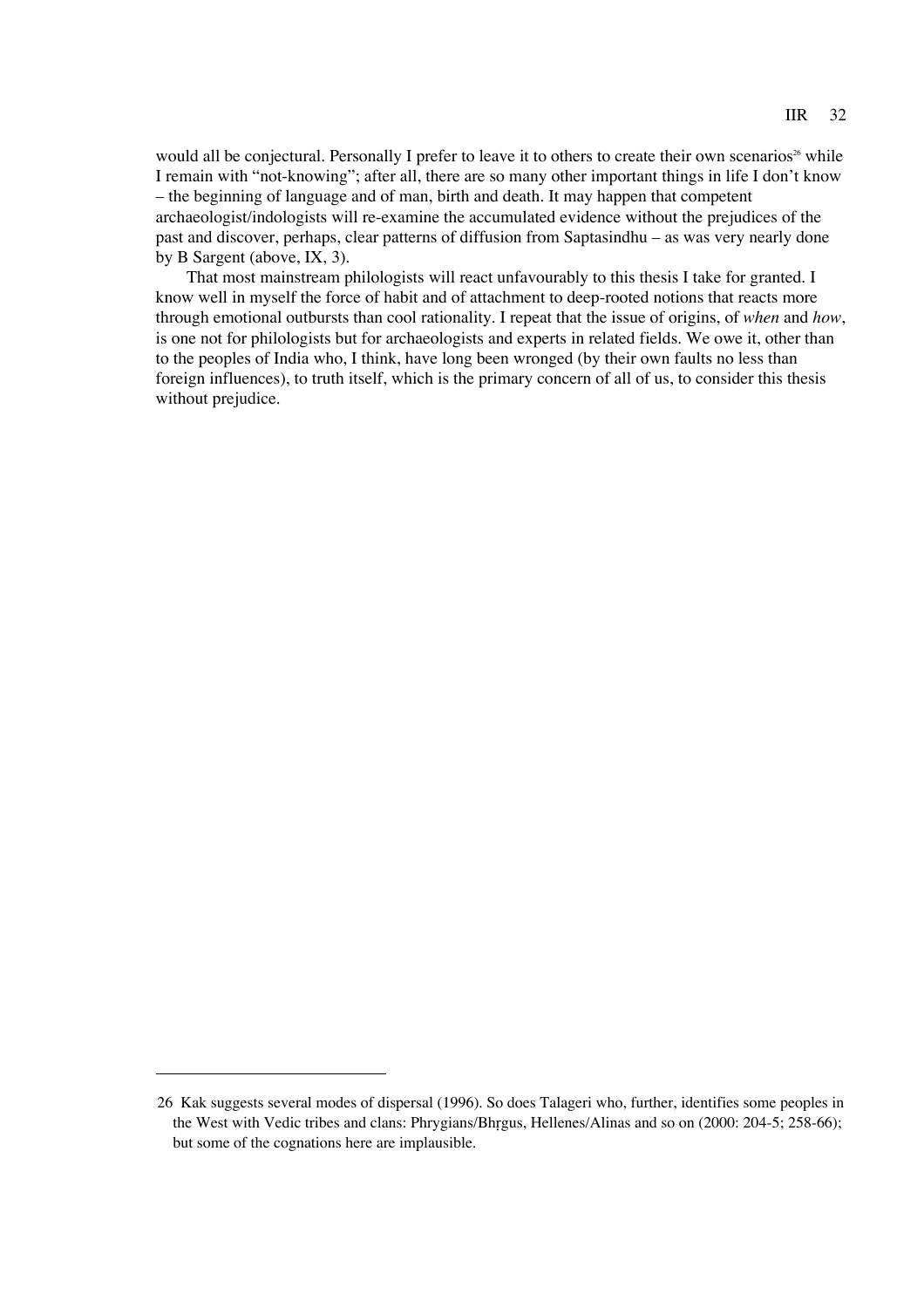would all be conjectural. Personally I prefer to leave it to others to create their own scenarios[26] while I remain with "not-knowing"; after all, there are so many other important things in life I don't know – the beginning of language and of man, birth and death. It may happen that competent archaeologist/indologists will re-examine the accumulated evidence without the prejudices of the past and discover, perhaps, clear patterns of diffusion from Saptasindhu – as was very nearly done by B Sargent (above, IX, 3).

That most mainstream philologists will react unfavourably to this thesis I take for granted. I know well in myself the force of habit and of attachment to deep-rooted notions that reacts more through emotional outbursts than cool rationality. I repeat that the issue of origins, of *when* and *how*, is one not for philologists but for archaeologists and experts in related fields. We owe it, other than to the peoples of India who, I think, have long been wronged (by their own faults no less than foreign influences), to truth itself, which is the primary concern of all of us, to consider this thesis without prejudice.

---

26 Kak suggests several modes of dispersal (1996). So does Talageri who, further, identifies some peoples in the West with Vedic tribes and clans: Phrygians/Bhṛgus, Hellenes/Alinas and so on (2000: 204-5; 258-66); but some of the cognations here are implausible.